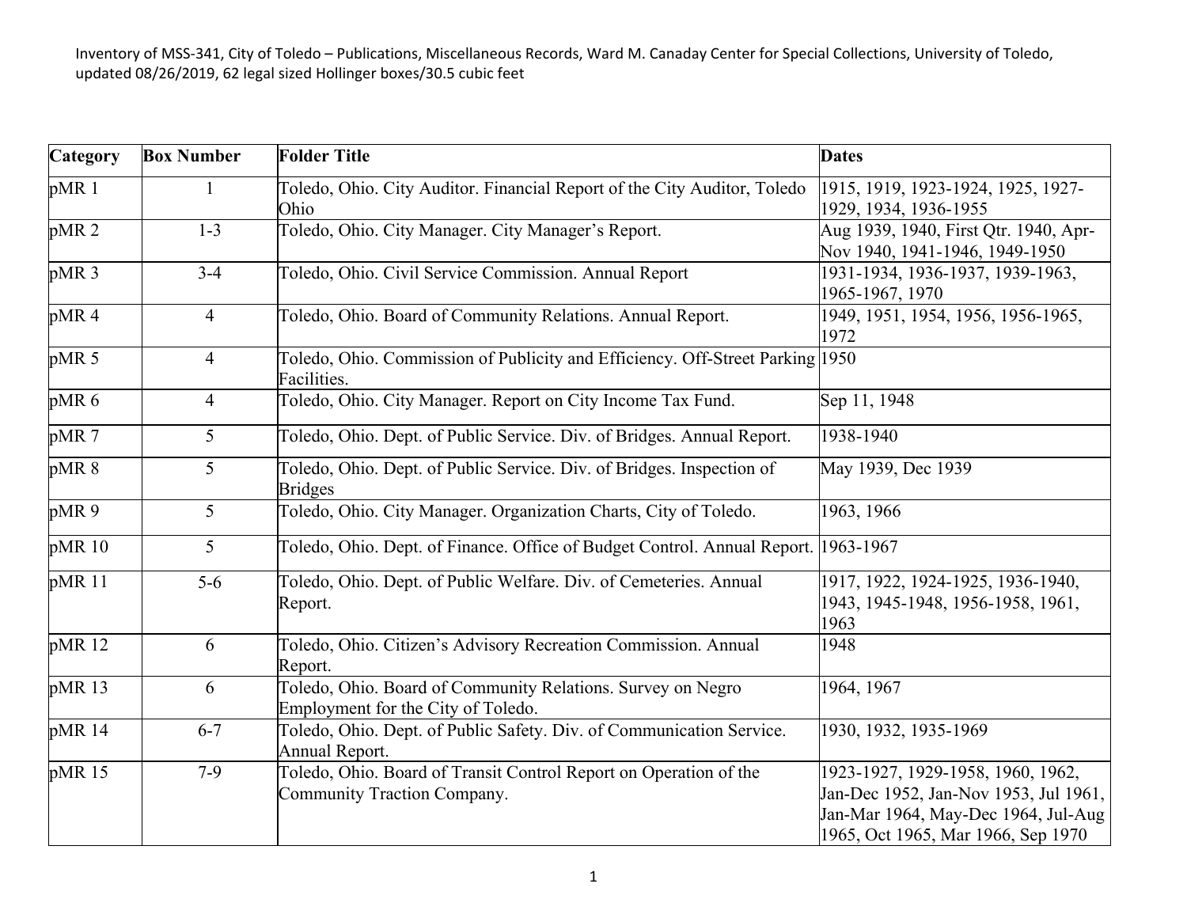Inventory of MSS-341, City of Toledo – Publications, Miscellaneous Records, Ward M. Canaday Center for Special Collections, University of Toledo, updated 08/26/2019, 62 legal sized Hollinger boxes/30.5 cubic feet

| Category | Box Number | Folder Title | Dates |
|---|---|---|---|
| pMR 1 | 1 | Toledo, Ohio. City Auditor. Financial Report of the City Auditor, Toledo Ohio | 1915, 1919, 1923-1924, 1925, 1927-1929, 1934, 1936-1955 |
| pMR 2 | 1-3 | Toledo, Ohio. City Manager. City Manager's Report. | Aug 1939, 1940, First Qtr. 1940, Apr-Nov 1940, 1941-1946, 1949-1950 |
| pMR 3 | 3-4 | Toledo, Ohio. Civil Service Commission. Annual Report | 1931-1934, 1936-1937, 1939-1963, 1965-1967, 1970 |
| pMR 4 | 4 | Toledo, Ohio. Board of Community Relations. Annual Report. | 1949, 1951, 1954, 1956, 1956-1965, 1972 |
| pMR 5 | 4 | Toledo, Ohio. Commission of Publicity and Efficiency. Off-Street Parking Facilities. | 1950 |
| pMR 6 | 4 | Toledo, Ohio. City Manager. Report on City Income Tax Fund. | Sep 11, 1948 |
| pMR 7 | 5 | Toledo, Ohio. Dept. of Public Service. Div. of Bridges. Annual Report. | 1938-1940 |
| pMR 8 | 5 | Toledo, Ohio. Dept. of Public Service. Div. of Bridges. Inspection of Bridges | May 1939, Dec 1939 |
| pMR 9 | 5 | Toledo, Ohio. City Manager. Organization Charts, City of Toledo. | 1963, 1966 |
| pMR 10 | 5 | Toledo, Ohio. Dept. of Finance. Office of Budget Control. Annual Report. | 1963-1967 |
| pMR 11 | 5-6 | Toledo, Ohio. Dept. of Public Welfare. Div. of Cemeteries. Annual Report. | 1917, 1922, 1924-1925, 1936-1940, 1943, 1945-1948, 1956-1958, 1961, 1963 |
| pMR 12 | 6 | Toledo, Ohio. Citizen's Advisory Recreation Commission. Annual Report. | 1948 |
| pMR 13 | 6 | Toledo, Ohio. Board of Community Relations. Survey on Negro Employment for the City of Toledo. | 1964, 1967 |
| pMR 14 | 6-7 | Toledo, Ohio. Dept. of Public Safety. Div. of Communication Service. Annual Report. | 1930, 1932, 1935-1969 |
| pMR 15 | 7-9 | Toledo, Ohio. Board of Transit Control Report on Operation of the Community Traction Company. | 1923-1927, 1929-1958, 1960, 1962, Jan-Dec 1952, Jan-Nov 1953, Jul 1961, Jan-Mar 1964, May-Dec 1964, Jul-Aug 1965, Oct 1965, Mar 1966, Sep 1970 |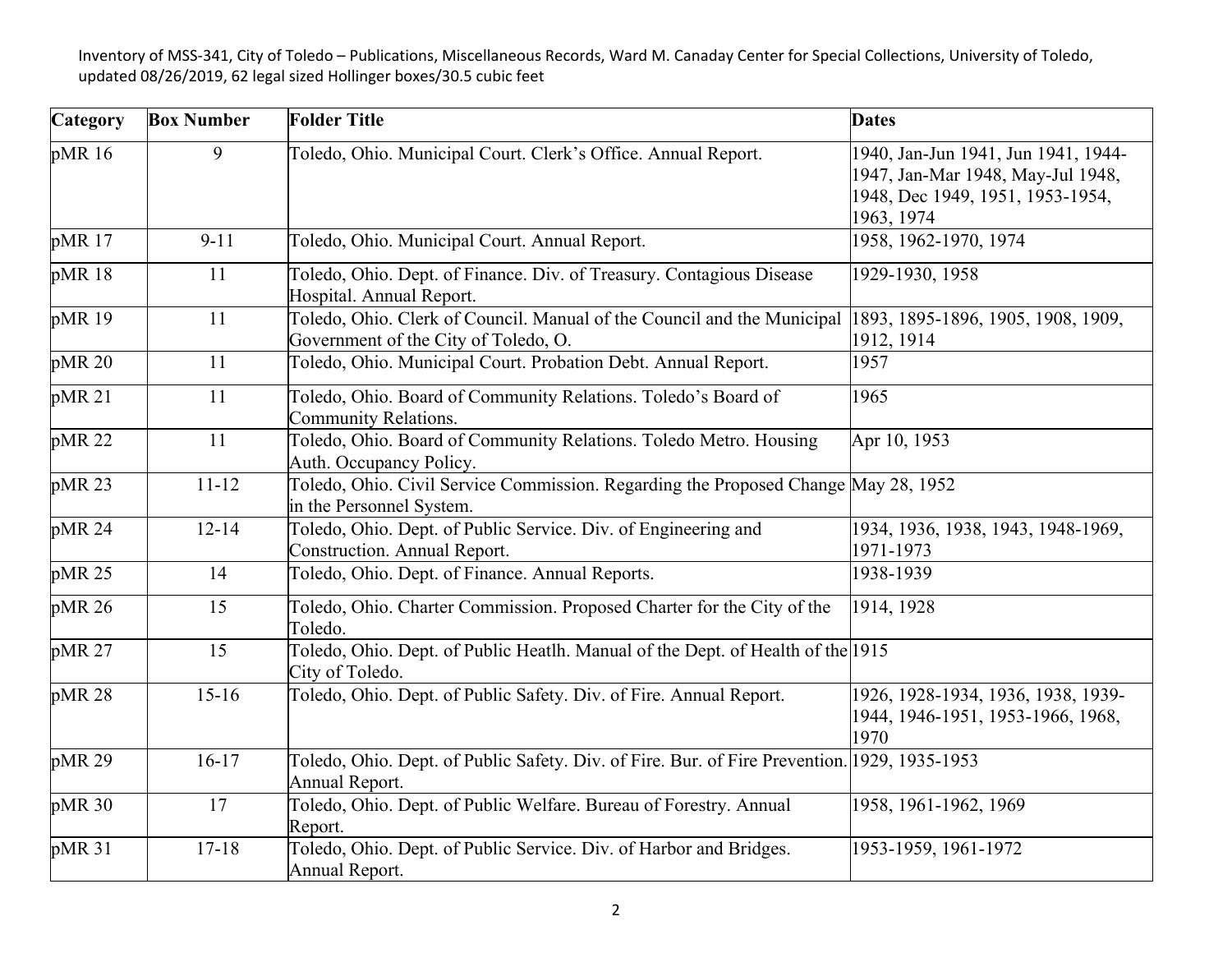Inventory of MSS-341, City of Toledo – Publications, Miscellaneous Records, Ward M. Canaday Center for Special Collections, University of Toledo, updated 08/26/2019, 62 legal sized Hollinger boxes/30.5 cubic feet

| Category | Box Number | Folder Title | Dates |
|---|---|---|---|
| pMR 16 | 9 | Toledo, Ohio. Municipal Court. Clerk's Office. Annual Report. | 1940, Jan-Jun 1941, Jun 1941, 1944-1947, Jan-Mar 1948, May-Jul 1948, 1948, Dec 1949, 1951, 1953-1954, 1963, 1974 |
| pMR 17 | 9-11 | Toledo, Ohio. Municipal Court. Annual Report. | 1958, 1962-1970, 1974 |
| pMR 18 | 11 | Toledo, Ohio. Dept. of Finance. Div. of Treasury. Contagious Disease Hospital. Annual Report. | 1929-1930, 1958 |
| pMR 19 | 11 | Toledo, Ohio. Clerk of Council. Manual of the Council and the Municipal Government of the City of Toledo, O. | 1893, 1895-1896, 1905, 1908, 1909, 1912, 1914 |
| pMR 20 | 11 | Toledo, Ohio. Municipal Court. Probation Debt. Annual Report. | 1957 |
| pMR 21 | 11 | Toledo, Ohio. Board of Community Relations. Toledo's Board of Community Relations. | 1965 |
| pMR 22 | 11 | Toledo, Ohio. Board of Community Relations. Toledo Metro. Housing Auth. Occupancy Policy. | Apr 10, 1953 |
| pMR 23 | 11-12 | Toledo, Ohio. Civil Service Commission. Regarding the Proposed Change in the Personnel System. | May 28, 1952 |
| pMR 24 | 12-14 | Toledo, Ohio. Dept. of Public Service. Div. of Engineering and Construction. Annual Report. | 1934, 1936, 1938, 1943, 1948-1969, 1971-1973 |
| pMR 25 | 14 | Toledo, Ohio. Dept. of Finance. Annual Reports. | 1938-1939 |
| pMR 26 | 15 | Toledo, Ohio. Charter Commission. Proposed Charter for the City of the Toledo. | 1914, 1928 |
| pMR 27 | 15 | Toledo, Ohio. Dept. of Public Heatlh. Manual of the Dept. of Health of the City of Toledo. | 1915 |
| pMR 28 | 15-16 | Toledo, Ohio. Dept. of Public Safety. Div. of Fire. Annual Report. | 1926, 1928-1934, 1936, 1938, 1939-1944, 1946-1951, 1953-1966, 1968, 1970 |
| pMR 29 | 16-17 | Toledo, Ohio. Dept. of Public Safety. Div. of Fire. Bur. of Fire Prevention. Annual Report. | 1929, 1935-1953 |
| pMR 30 | 17 | Toledo, Ohio. Dept. of Public Welfare. Bureau of Forestry. Annual Report. | 1958, 1961-1962, 1969 |
| pMR 31 | 17-18 | Toledo, Ohio. Dept. of Public Service. Div. of Harbor and Bridges. Annual Report. | 1953-1959, 1961-1972 |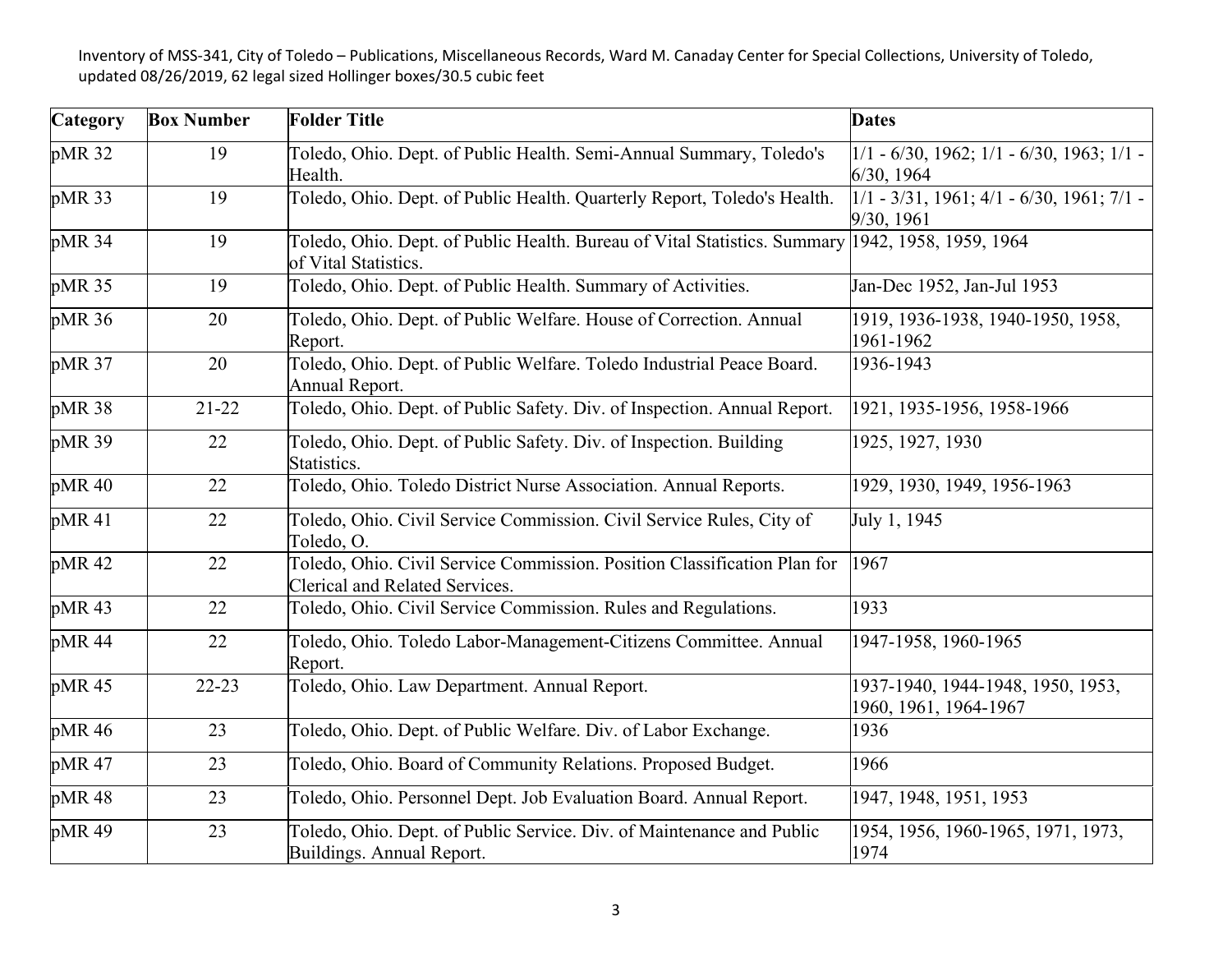Inventory of MSS-341, City of Toledo – Publications, Miscellaneous Records, Ward M. Canaday Center for Special Collections, University of Toledo, updated 08/26/2019, 62 legal sized Hollinger boxes/30.5 cubic feet

| Category | Box Number | Folder Title | Dates |
|---|---|---|---|
| pMR 32 | 19 | Toledo, Ohio. Dept. of Public Health. Semi-Annual Summary, Toledo's Health. | 1/1 - 6/30, 1962; 1/1 - 6/30, 1963; 1/1 - 6/30, 1964 |
| pMR 33 | 19 | Toledo, Ohio. Dept. of Public Health. Quarterly Report, Toledo's Health. | 1/1 - 3/31, 1961; 4/1 - 6/30, 1961; 7/1 - 9/30, 1961 |
| pMR 34 | 19 | Toledo, Ohio. Dept. of Public Health. Bureau of Vital Statistics. Summary of Vital Statistics. | 1942, 1958, 1959, 1964 |
| pMR 35 | 19 | Toledo, Ohio. Dept. of Public Health. Summary of Activities. | Jan-Dec 1952, Jan-Jul 1953 |
| pMR 36 | 20 | Toledo, Ohio. Dept. of Public Welfare. House of Correction. Annual Report. | 1919, 1936-1938, 1940-1950, 1958, 1961-1962 |
| pMR 37 | 20 | Toledo, Ohio. Dept. of Public Welfare. Toledo Industrial Peace Board. Annual Report. | 1936-1943 |
| pMR 38 | 21-22 | Toledo, Ohio. Dept. of Public Safety. Div. of Inspection. Annual Report. | 1921, 1935-1956, 1958-1966 |
| pMR 39 | 22 | Toledo, Ohio. Dept. of Public Safety. Div. of Inspection. Building Statistics. | 1925, 1927, 1930 |
| pMR 40 | 22 | Toledo, Ohio. Toledo District Nurse Association. Annual Reports. | 1929, 1930, 1949, 1956-1963 |
| pMR 41 | 22 | Toledo, Ohio. Civil Service Commission. Civil Service Rules, City of Toledo, O. | July 1, 1945 |
| pMR 42 | 22 | Toledo, Ohio. Civil Service Commission. Position Classification Plan for Clerical and Related Services. | 1967 |
| pMR 43 | 22 | Toledo, Ohio. Civil Service Commission. Rules and Regulations. | 1933 |
| pMR 44 | 22 | Toledo, Ohio. Toledo Labor-Management-Citizens Committee. Annual Report. | 1947-1958, 1960-1965 |
| pMR 45 | 22-23 | Toledo, Ohio. Law Department. Annual Report. | 1937-1940, 1944-1948, 1950, 1953, 1960, 1961, 1964-1967 |
| pMR 46 | 23 | Toledo, Ohio. Dept. of Public Welfare. Div. of Labor Exchange. | 1936 |
| pMR 47 | 23 | Toledo, Ohio. Board of Community Relations. Proposed Budget. | 1966 |
| pMR 48 | 23 | Toledo, Ohio. Personnel Dept. Job Evaluation Board. Annual Report. | 1947, 1948, 1951, 1953 |
| pMR 49 | 23 | Toledo, Ohio. Dept. of Public Service. Div. of Maintenance and Public Buildings. Annual Report. | 1954, 1956, 1960-1965, 1971, 1973, 1974 |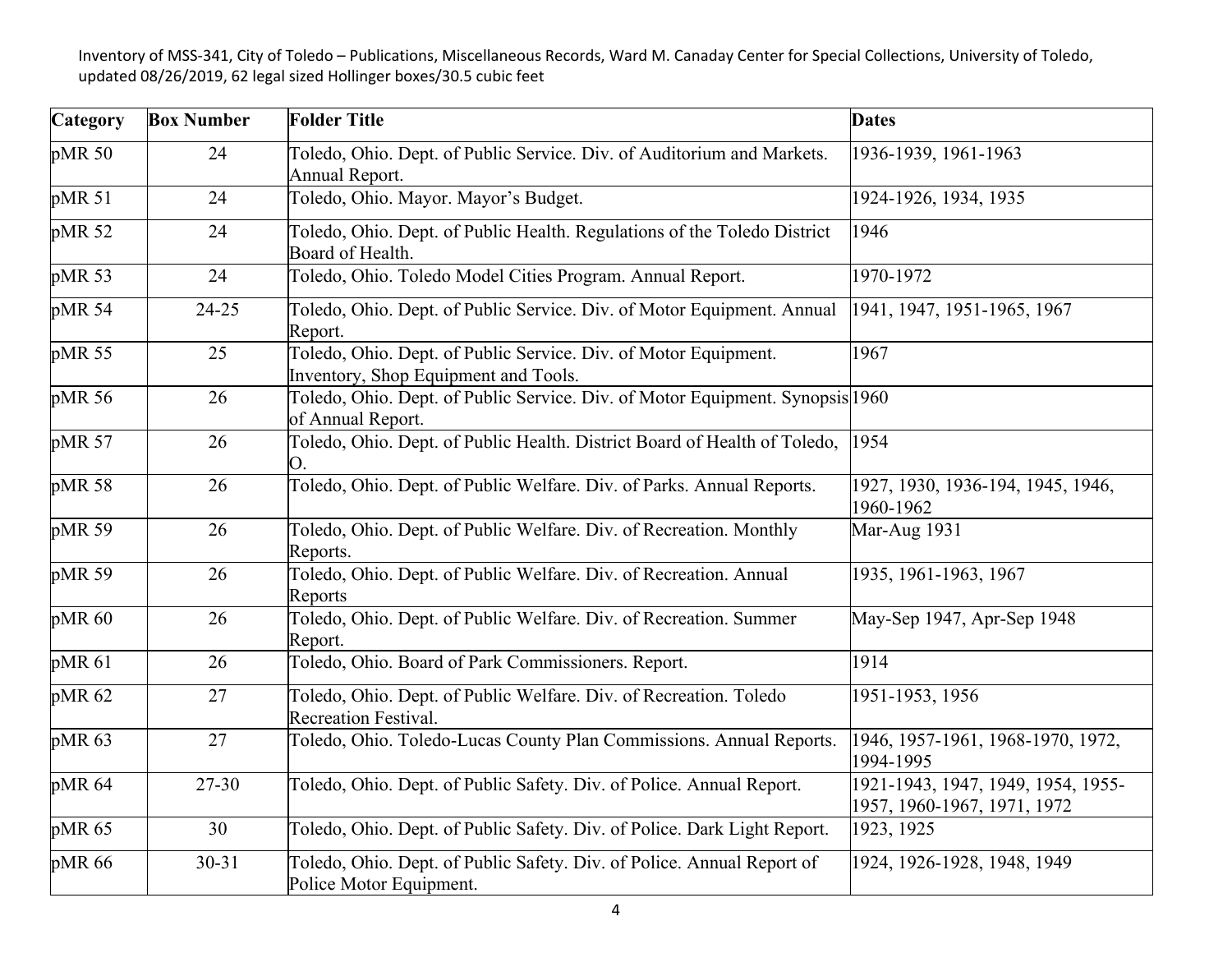Inventory of MSS-341, City of Toledo – Publications, Miscellaneous Records, Ward M. Canaday Center for Special Collections, University of Toledo, updated 08/26/2019, 62 legal sized Hollinger boxes/30.5 cubic feet

| Category | Box Number | Folder Title | Dates |
|---|---|---|---|
| pMR 50 | 24 | Toledo, Ohio. Dept. of Public Service. Div. of Auditorium and Markets. Annual Report. | 1936-1939, 1961-1963 |
| pMR 51 | 24 | Toledo, Ohio. Mayor. Mayor's Budget. | 1924-1926, 1934, 1935 |
| pMR 52 | 24 | Toledo, Ohio. Dept. of Public Health. Regulations of the Toledo District Board of Health. | 1946 |
| pMR 53 | 24 | Toledo, Ohio. Toledo Model Cities Program. Annual Report. | 1970-1972 |
| pMR 54 | 24-25 | Toledo, Ohio. Dept. of Public Service. Div. of Motor Equipment. Annual Report. | 1941, 1947, 1951-1965, 1967 |
| pMR 55 | 25 | Toledo, Ohio. Dept. of Public Service. Div. of Motor Equipment. Inventory, Shop Equipment and Tools. | 1967 |
| pMR 56 | 26 | Toledo, Ohio. Dept. of Public Service. Div. of Motor Equipment. Synopsis of Annual Report. | 1960 |
| pMR 57 | 26 | Toledo, Ohio. Dept. of Public Health. District Board of Health of Toledo, O. | 1954 |
| pMR 58 | 26 | Toledo, Ohio. Dept. of Public Welfare. Div. of Parks. Annual Reports. | 1927, 1930, 1936-194, 1945, 1946, 1960-1962 |
| pMR 59 | 26 | Toledo, Ohio. Dept. of Public Welfare. Div. of Recreation. Monthly Reports. | Mar-Aug 1931 |
| pMR 59 | 26 | Toledo, Ohio. Dept. of Public Welfare. Div. of Recreation. Annual Reports | 1935, 1961-1963, 1967 |
| pMR 60 | 26 | Toledo, Ohio. Dept. of Public Welfare. Div. of Recreation. Summer Report. | May-Sep 1947, Apr-Sep 1948 |
| pMR 61 | 26 | Toledo, Ohio. Board of Park Commissioners. Report. | 1914 |
| pMR 62 | 27 | Toledo, Ohio. Dept. of Public Welfare. Div. of Recreation. Toledo Recreation Festival. | 1951-1953, 1956 |
| pMR 63 | 27 | Toledo, Ohio. Toledo-Lucas County Plan Commissions. Annual Reports. | 1946, 1957-1961, 1968-1970, 1972, 1994-1995 |
| pMR 64 | 27-30 | Toledo, Ohio. Dept. of Public Safety. Div. of Police. Annual Report. | 1921-1943, 1947, 1949, 1954, 1955-1957, 1960-1967, 1971, 1972 |
| pMR 65 | 30 | Toledo, Ohio. Dept. of Public Safety. Div. of Police. Dark Light Report. | 1923, 1925 |
| pMR 66 | 30-31 | Toledo, Ohio. Dept. of Public Safety. Div. of Police. Annual Report of Police Motor Equipment. | 1924, 1926-1928, 1948, 1949 |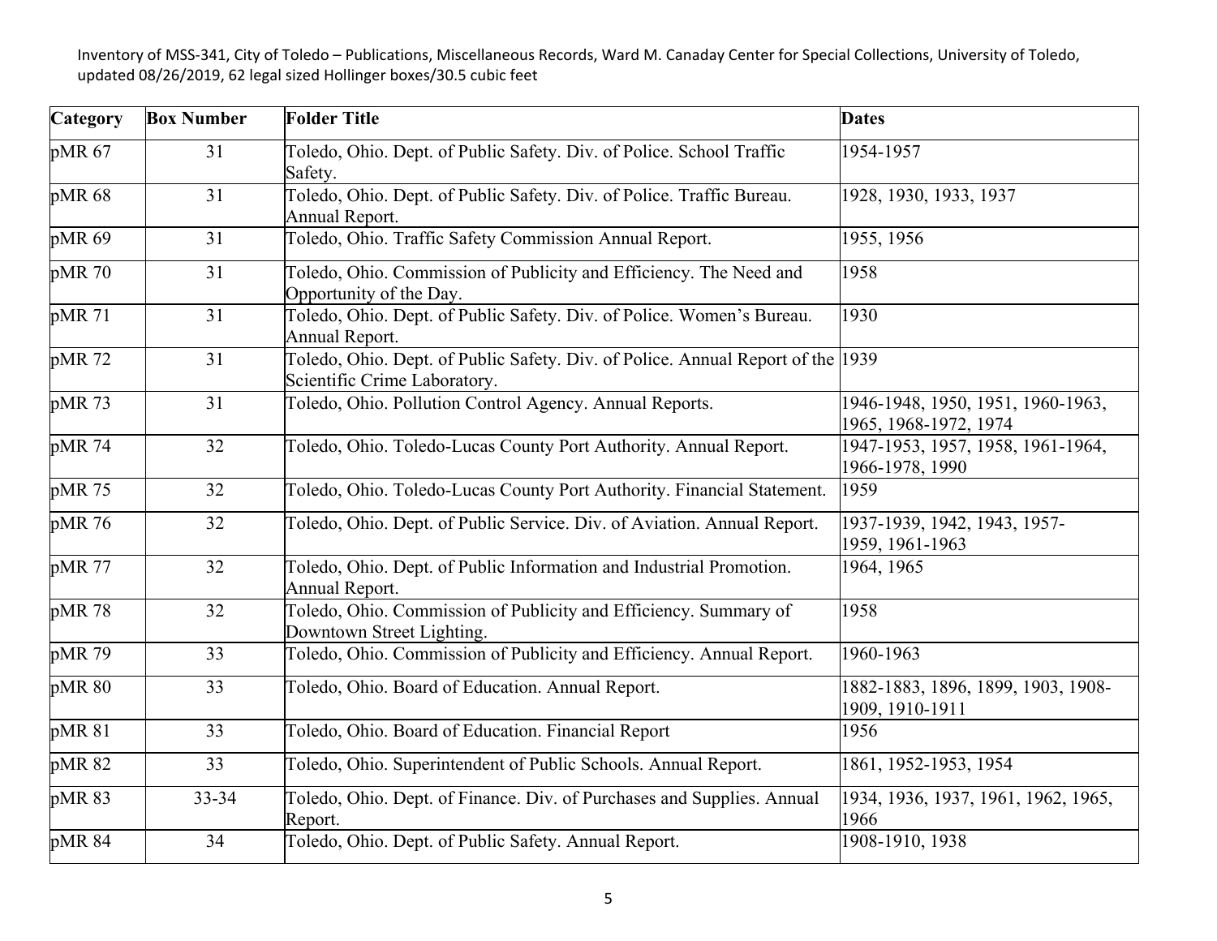| Category | Box Number | Folder Title | Dates |
| --- | --- | --- | --- |
| pMR 67 | 31 | Toledo, Ohio. Dept. of Public Safety. Div. of Police. School Traffic Safety. | 1954-1957 |
| pMR 68 | 31 | Toledo, Ohio. Dept. of Public Safety. Div. of Police. Traffic Bureau. Annual Report. | 1928, 1930, 1933, 1937 |
| pMR 69 | 31 | Toledo, Ohio. Traffic Safety Commission Annual Report. | 1955, 1956 |
| pMR 70 | 31 | Toledo, Ohio. Commission of Publicity and Efficiency. The Need and Opportunity of the Day. | 1958 |
| pMR 71 | 31 | Toledo, Ohio. Dept. of Public Safety. Div. of Police. Women's Bureau. Annual Report. | 1930 |
| pMR 72 | 31 | Toledo, Ohio. Dept. of Public Safety. Div. of Police. Annual Report of the Scientific Crime Laboratory. | 1939 |
| pMR 73 | 31 | Toledo, Ohio. Pollution Control Agency. Annual Reports. | 1946-1948, 1950, 1951, 1960-1963, 1965, 1968-1972, 1974 |
| pMR 74 | 32 | Toledo, Ohio. Toledo-Lucas County Port Authority. Annual Report. | 1947-1953, 1957, 1958, 1961-1964, 1966-1978, 1990 |
| pMR 75 | 32 | Toledo, Ohio. Toledo-Lucas County Port Authority. Financial Statement. | 1959 |
| pMR 76 | 32 | Toledo, Ohio. Dept. of Public Service. Div. of Aviation. Annual Report. | 1937-1939, 1942, 1943, 1957-1959, 1961-1963 |
| pMR 77 | 32 | Toledo, Ohio. Dept. of Public Information and Industrial Promotion. Annual Report. | 1964, 1965 |
| pMR 78 | 32 | Toledo, Ohio. Commission of Publicity and Efficiency. Summary of Downtown Street Lighting. | 1958 |
| pMR 79 | 33 | Toledo, Ohio. Commission of Publicity and Efficiency. Annual Report. | 1960-1963 |
| pMR 80 | 33 | Toledo, Ohio. Board of Education. Annual Report. | 1882-1883, 1896, 1899, 1903, 1908-1909, 1910-1911 |
| pMR 81 | 33 | Toledo, Ohio. Board of Education. Financial Report | 1956 |
| pMR 82 | 33 | Toledo, Ohio. Superintendent of Public Schools. Annual Report. | 1861, 1952-1953, 1954 |
| pMR 83 | 33-34 | Toledo, Ohio. Dept. of Finance. Div. of Purchases and Supplies. Annual Report. | 1934, 1936, 1937, 1961, 1962, 1965, 1966 |
| pMR 84 | 34 | Toledo, Ohio. Dept. of Public Safety. Annual Report. | 1908-1910, 1938 |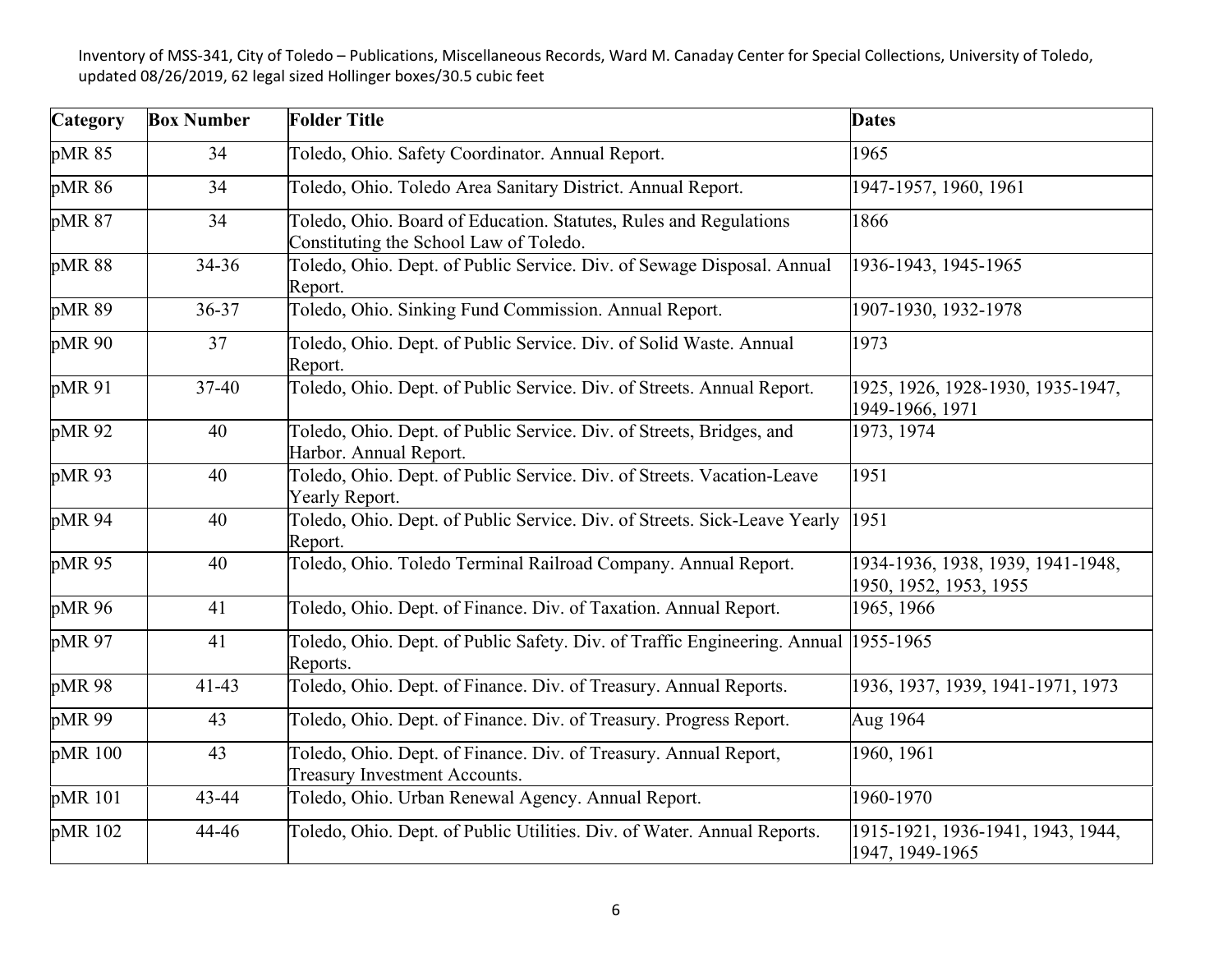Inventory of MSS-341, City of Toledo – Publications, Miscellaneous Records, Ward M. Canaday Center for Special Collections, University of Toledo, updated 08/26/2019, 62 legal sized Hollinger boxes/30.5 cubic feet

| Category | Box Number | Folder Title | Dates |
|---|---|---|---|
| pMR 85 | 34 | Toledo, Ohio. Safety Coordinator. Annual Report. | 1965 |
| pMR 86 | 34 | Toledo, Ohio. Toledo Area Sanitary District. Annual Report. | 1947-1957, 1960, 1961 |
| pMR 87 | 34 | Toledo, Ohio. Board of Education. Statutes, Rules and Regulations Constituting the School Law of Toledo. | 1866 |
| pMR 88 | 34-36 | Toledo, Ohio. Dept. of Public Service. Div. of Sewage Disposal. Annual Report. | 1936-1943, 1945-1965 |
| pMR 89 | 36-37 | Toledo, Ohio. Sinking Fund Commission. Annual Report. | 1907-1930, 1932-1978 |
| pMR 90 | 37 | Toledo, Ohio. Dept. of Public Service. Div. of Solid Waste. Annual Report. | 1973 |
| pMR 91 | 37-40 | Toledo, Ohio. Dept. of Public Service. Div. of Streets. Annual Report. | 1925, 1926, 1928-1930, 1935-1947, 1949-1966, 1971 |
| pMR 92 | 40 | Toledo, Ohio. Dept. of Public Service. Div. of Streets, Bridges, and Harbor. Annual Report. | 1973, 1974 |
| pMR 93 | 40 | Toledo, Ohio. Dept. of Public Service. Div. of Streets. Vacation-Leave Yearly Report. | 1951 |
| pMR 94 | 40 | Toledo, Ohio. Dept. of Public Service. Div. of Streets. Sick-Leave Yearly Report. | 1951 |
| pMR 95 | 40 | Toledo, Ohio. Toledo Terminal Railroad Company. Annual Report. | 1934-1936, 1938, 1939, 1941-1948, 1950, 1952, 1953, 1955 |
| pMR 96 | 41 | Toledo, Ohio. Dept. of Finance. Div. of Taxation. Annual Report. | 1965, 1966 |
| pMR 97 | 41 | Toledo, Ohio. Dept. of Public Safety. Div. of Traffic Engineering. Annual Reports. | 1955-1965 |
| pMR 98 | 41-43 | Toledo, Ohio. Dept. of Finance. Div. of Treasury. Annual Reports. | 1936, 1937, 1939, 1941-1971, 1973 |
| pMR 99 | 43 | Toledo, Ohio. Dept. of Finance. Div. of Treasury. Progress Report. | Aug 1964 |
| pMR 100 | 43 | Toledo, Ohio. Dept. of Finance. Div. of Treasury. Annual Report, Treasury Investment Accounts. | 1960, 1961 |
| pMR 101 | 43-44 | Toledo, Ohio. Urban Renewal Agency. Annual Report. | 1960-1970 |
| pMR 102 | 44-46 | Toledo, Ohio. Dept. of Public Utilities. Div. of Water. Annual Reports. | 1915-1921, 1936-1941, 1943, 1944, 1947, 1949-1965 |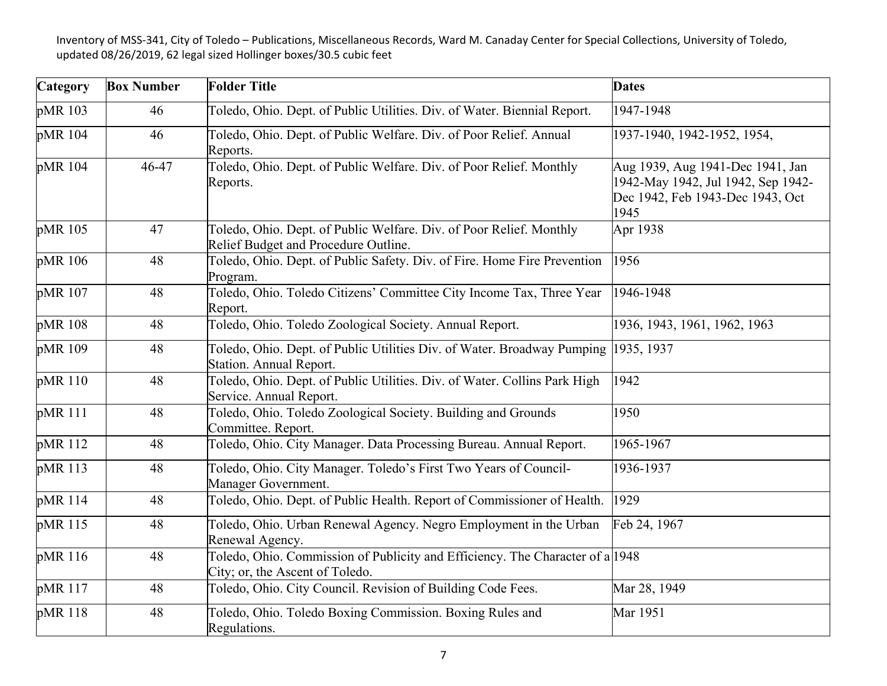Inventory of MSS-341, City of Toledo – Publications, Miscellaneous Records, Ward M. Canaday Center for Special Collections, University of Toledo, updated 08/26/2019, 62 legal sized Hollinger boxes/30.5 cubic feet

| Category | Box Number | Folder Title | Dates |
| --- | --- | --- | --- |
| pMR 103 | 46 | Toledo, Ohio. Dept. of Public Utilities. Div. of Water. Biennial Report. | 1947-1948 |
| pMR 104 | 46 | Toledo, Ohio. Dept. of Public Welfare. Div. of Poor Relief. Annual Reports. | 1937-1940, 1942-1952, 1954, |
| pMR 104 | 46-47 | Toledo, Ohio. Dept. of Public Welfare. Div. of Poor Relief. Monthly Reports. | Aug 1939, Aug 1941-Dec 1941, Jan 1942-May 1942, Jul 1942, Sep 1942-Dec 1942, Feb 1943-Dec 1943, Oct 1945 |
| pMR 105 | 47 | Toledo, Ohio. Dept. of Public Welfare. Div. of Poor Relief. Monthly Relief Budget and Procedure Outline. | Apr 1938 |
| pMR 106 | 48 | Toledo, Ohio. Dept. of Public Safety. Div. of Fire. Home Fire Prevention Program. | 1956 |
| pMR 107 | 48 | Toledo, Ohio. Toledo Citizens' Committee City Income Tax, Three Year Report. | 1946-1948 |
| pMR 108 | 48 | Toledo, Ohio. Toledo Zoological Society. Annual Report. | 1936, 1943, 1961, 1962, 1963 |
| pMR 109 | 48 | Toledo, Ohio. Dept. of Public Utilities Div. of Water. Broadway Pumping Station. Annual Report. | 1935, 1937 |
| pMR 110 | 48 | Toledo, Ohio. Dept. of Public Utilities. Div. of Water. Collins Park High Service. Annual Report. | 1942 |
| pMR 111 | 48 | Toledo, Ohio. Toledo Zoological Society. Building and Grounds Committee. Report. | 1950 |
| pMR 112 | 48 | Toledo, Ohio. City Manager. Data Processing Bureau. Annual Report. | 1965-1967 |
| pMR 113 | 48 | Toledo, Ohio. City Manager. Toledo's First Two Years of Council-Manager Government. | 1936-1937 |
| pMR 114 | 48 | Toledo, Ohio. Dept. of Public Health. Report of Commissioner of Health. | 1929 |
| pMR 115 | 48 | Toledo, Ohio. Urban Renewal Agency. Negro Employment in the Urban Renewal Agency. | Feb 24, 1967 |
| pMR 116 | 48 | Toledo, Ohio. Commission of Publicity and Efficiency. The Character of a City; or, the Ascent of Toledo. | 1948 |
| pMR 117 | 48 | Toledo, Ohio. City Council. Revision of Building Code Fees. | Mar 28, 1949 |
| pMR 118 | 48 | Toledo, Ohio. Toledo Boxing Commission. Boxing Rules and Regulations. | Mar 1951 |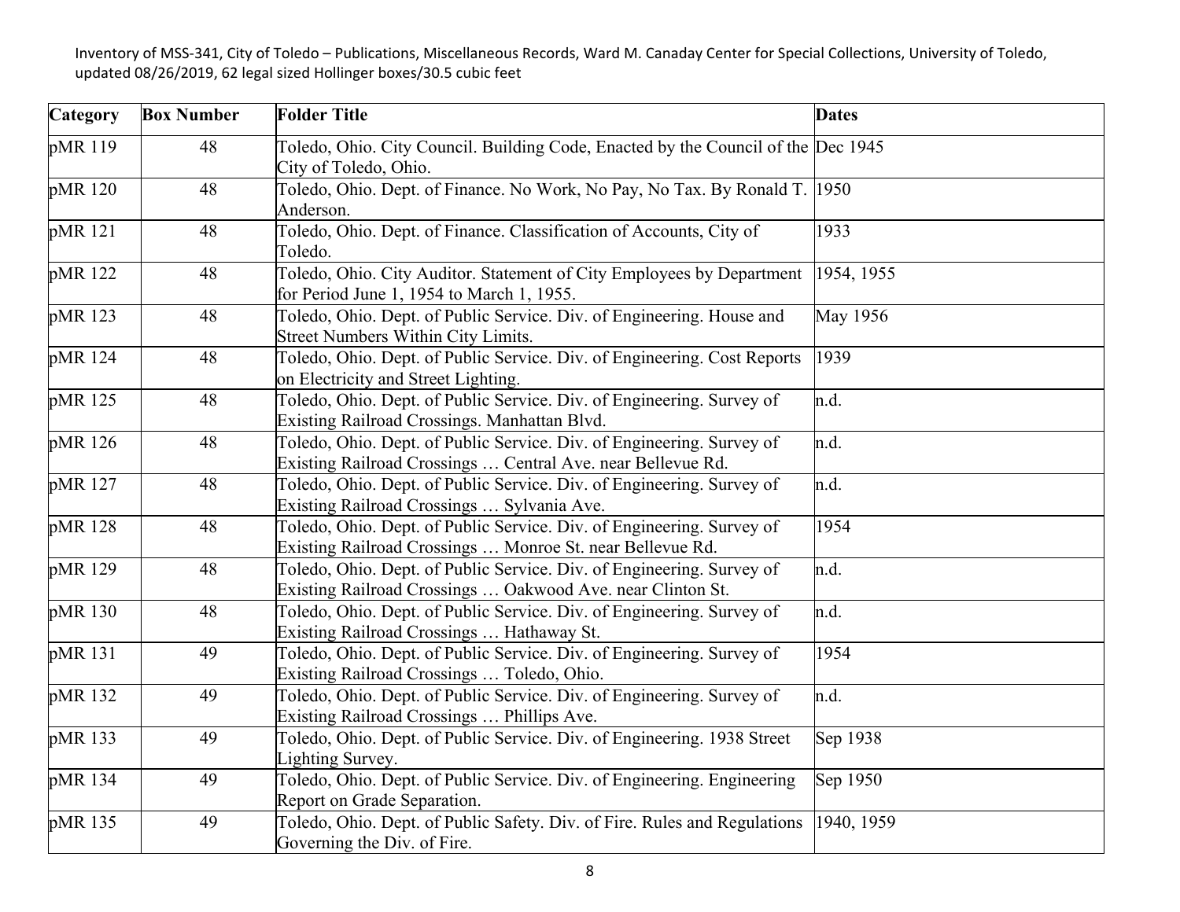Inventory of MSS-341, City of Toledo – Publications, Miscellaneous Records, Ward M. Canaday Center for Special Collections, University of Toledo, updated 08/26/2019, 62 legal sized Hollinger boxes/30.5 cubic feet

| Category | Box Number | Folder Title | Dates |
|---|---|---|---|
| pMR 119 | 48 | Toledo, Ohio. City Council. Building Code, Enacted by the Council of the City of Toledo, Ohio. | Dec 1945 |
| pMR 120 | 48 | Toledo, Ohio. Dept. of Finance. No Work, No Pay, No Tax. By Ronald T. Anderson. | 1950 |
| pMR 121 | 48 | Toledo, Ohio. Dept. of Finance. Classification of Accounts, City of Toledo. | 1933 |
| pMR 122 | 48 | Toledo, Ohio. City Auditor. Statement of City Employees by Department for Period June 1, 1954 to March 1, 1955. | 1954, 1955 |
| pMR 123 | 48 | Toledo, Ohio. Dept. of Public Service. Div. of Engineering. House and Street Numbers Within City Limits. | May 1956 |
| pMR 124 | 48 | Toledo, Ohio. Dept. of Public Service. Div. of Engineering. Cost Reports on Electricity and Street Lighting. | 1939 |
| pMR 125 | 48 | Toledo, Ohio. Dept. of Public Service. Div. of Engineering. Survey of Existing Railroad Crossings. Manhattan Blvd. | n.d. |
| pMR 126 | 48 | Toledo, Ohio. Dept. of Public Service. Div. of Engineering. Survey of Existing Railroad Crossings … Central Ave. near Bellevue Rd. | n.d. |
| pMR 127 | 48 | Toledo, Ohio. Dept. of Public Service. Div. of Engineering. Survey of Existing Railroad Crossings … Sylvania Ave. | n.d. |
| pMR 128 | 48 | Toledo, Ohio. Dept. of Public Service. Div. of Engineering. Survey of Existing Railroad Crossings … Monroe St. near Bellevue Rd. | 1954 |
| pMR 129 | 48 | Toledo, Ohio. Dept. of Public Service. Div. of Engineering. Survey of Existing Railroad Crossings … Oakwood Ave. near Clinton St. | n.d. |
| pMR 130 | 48 | Toledo, Ohio. Dept. of Public Service. Div. of Engineering. Survey of Existing Railroad Crossings … Hathaway St. | n.d. |
| pMR 131 | 49 | Toledo, Ohio. Dept. of Public Service. Div. of Engineering. Survey of Existing Railroad Crossings … Toledo, Ohio. | 1954 |
| pMR 132 | 49 | Toledo, Ohio. Dept. of Public Service. Div. of Engineering. Survey of Existing Railroad Crossings … Phillips Ave. | n.d. |
| pMR 133 | 49 | Toledo, Ohio. Dept. of Public Service. Div. of Engineering. 1938 Street Lighting Survey. | Sep 1938 |
| pMR 134 | 49 | Toledo, Ohio. Dept. of Public Service. Div. of Engineering. Engineering Report on Grade Separation. | Sep 1950 |
| pMR 135 | 49 | Toledo, Ohio. Dept. of Public Safety. Div. of Fire. Rules and Regulations Governing the Div. of Fire. | 1940, 1959 |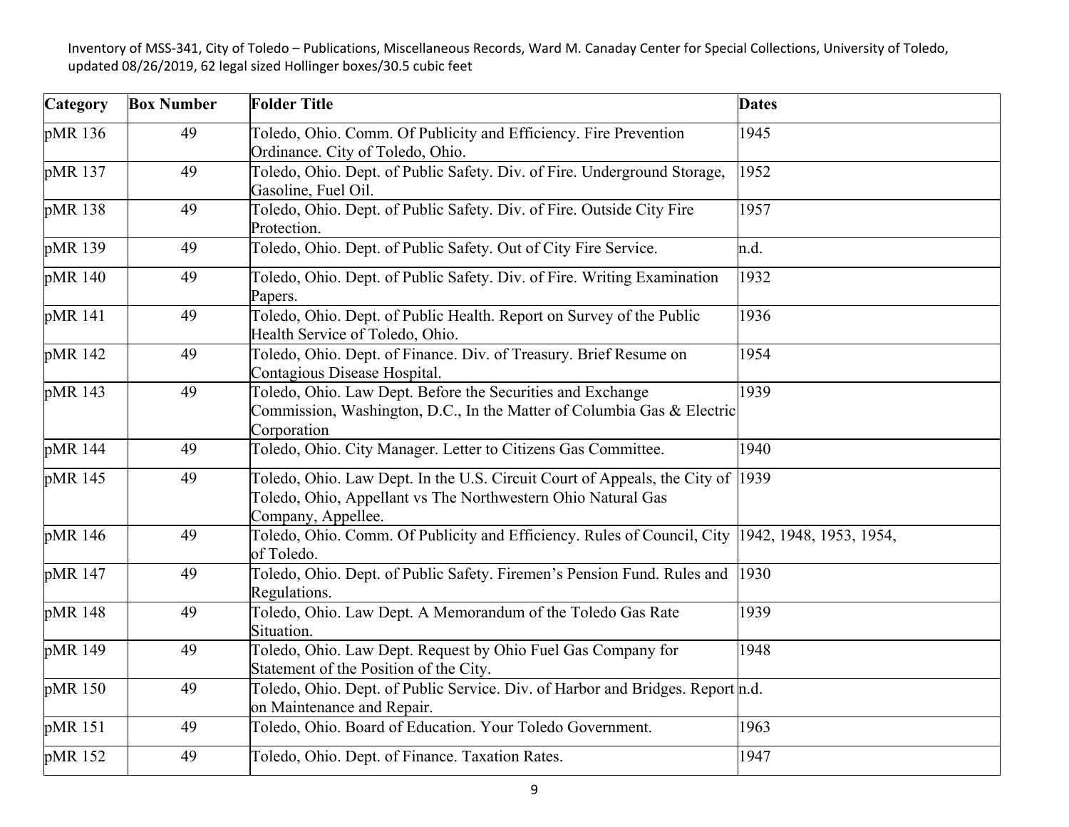| Category | Box Number | Folder Title | Dates |
|---|---|---|---|
| pMR 136 | 49 | Toledo, Ohio. Comm. Of Publicity and Efficiency. Fire Prevention Ordinance. City of Toledo, Ohio. | 1945 |
| pMR 137 | 49 | Toledo, Ohio. Dept. of Public Safety. Div. of Fire. Underground Storage, Gasoline, Fuel Oil. | 1952 |
| pMR 138 | 49 | Toledo, Ohio. Dept. of Public Safety. Div. of Fire. Outside City Fire Protection. | 1957 |
| pMR 139 | 49 | Toledo, Ohio. Dept. of Public Safety. Out of City Fire Service. | n.d. |
| pMR 140 | 49 | Toledo, Ohio. Dept. of Public Safety. Div. of Fire. Writing Examination Papers. | 1932 |
| pMR 141 | 49 | Toledo, Ohio. Dept. of Public Health. Report on Survey of the Public Health Service of Toledo, Ohio. | 1936 |
| pMR 142 | 49 | Toledo, Ohio. Dept. of Finance. Div. of Treasury. Brief Resume on Contagious Disease Hospital. | 1954 |
| pMR 143 | 49 | Toledo, Ohio. Law Dept. Before the Securities and Exchange Commission, Washington, D.C., In the Matter of Columbia Gas & Electric Corporation | 1939 |
| pMR 144 | 49 | Toledo, Ohio. City Manager. Letter to Citizens Gas Committee. | 1940 |
| pMR 145 | 49 | Toledo, Ohio. Law Dept. In the U.S. Circuit Court of Appeals, the City of Toledo, Ohio, Appellant vs The Northwestern Ohio Natural Gas Company, Appellee. | 1939 |
| pMR 146 | 49 | Toledo, Ohio. Comm. Of Publicity and Efficiency. Rules of Council, City of Toledo. | 1942, 1948, 1953, 1954, |
| pMR 147 | 49 | Toledo, Ohio. Dept. of Public Safety. Firemen's Pension Fund. Rules and Regulations. | 1930 |
| pMR 148 | 49 | Toledo, Ohio. Law Dept. A Memorandum of the Toledo Gas Rate Situation. | 1939 |
| pMR 149 | 49 | Toledo, Ohio. Law Dept. Request by Ohio Fuel Gas Company for Statement of the Position of the City. | 1948 |
| pMR 150 | 49 | Toledo, Ohio. Dept. of Public Service. Div. of Harbor and Bridges. Report on Maintenance and Repair. | n.d. |
| pMR 151 | 49 | Toledo, Ohio. Board of Education. Your Toledo Government. | 1963 |
| pMR 152 | 49 | Toledo, Ohio. Dept. of Finance. Taxation Rates. | 1947 |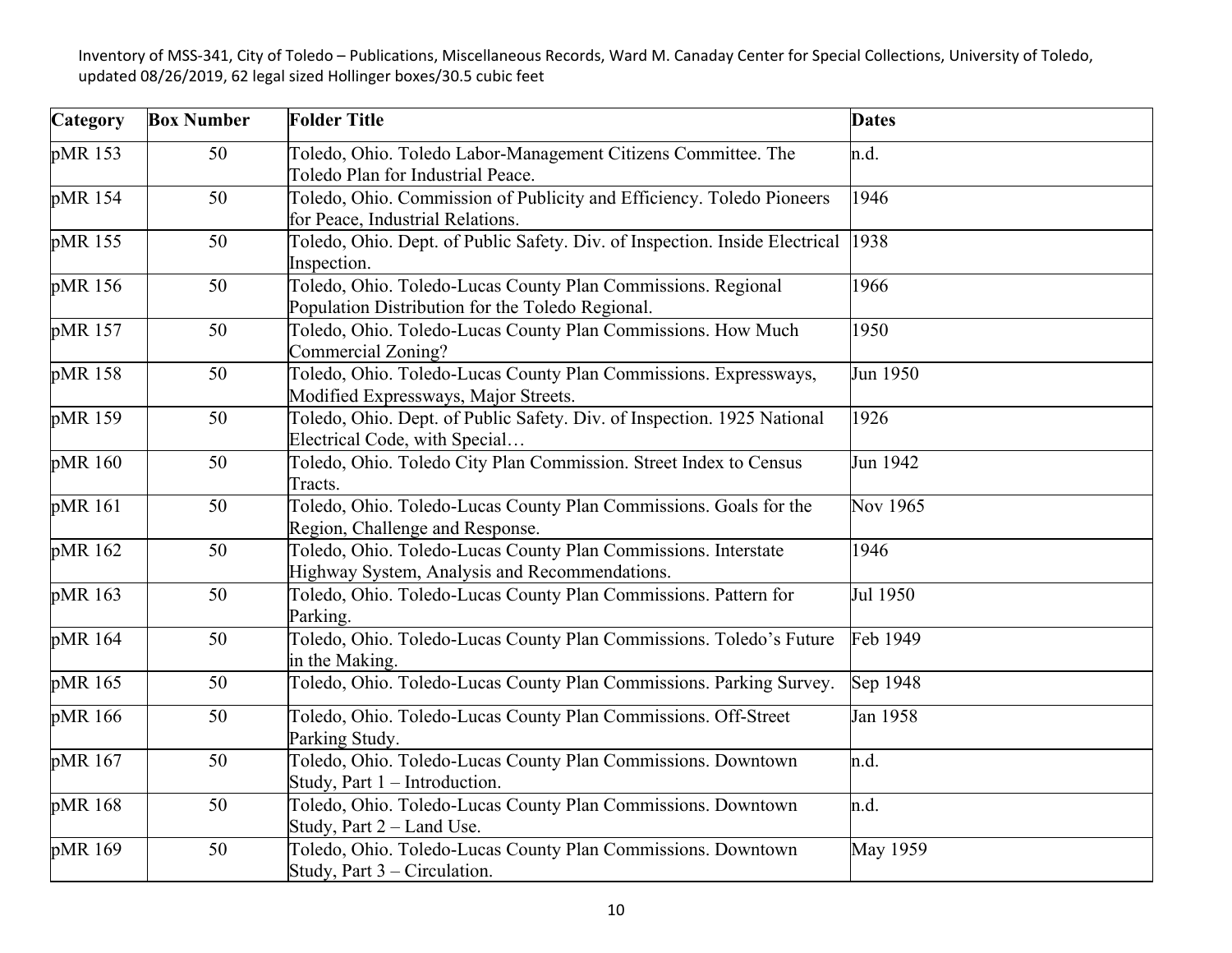| Category | Box Number | Folder Title | Dates |
|---|---|---|---|
| pMR 153 | 50 | Toledo, Ohio. Toledo Labor-Management Citizens Committee. The Toledo Plan for Industrial Peace. | n.d. |
| pMR 154 | 50 | Toledo, Ohio. Commission of Publicity and Efficiency. Toledo Pioneers for Peace, Industrial Relations. | 1946 |
| pMR 155 | 50 | Toledo, Ohio. Dept. of Public Safety. Div. of Inspection. Inside Electrical Inspection. | 1938 |
| pMR 156 | 50 | Toledo, Ohio. Toledo-Lucas County Plan Commissions. Regional Population Distribution for the Toledo Regional. | 1966 |
| pMR 157 | 50 | Toledo, Ohio. Toledo-Lucas County Plan Commissions. How Much Commercial Zoning? | 1950 |
| pMR 158 | 50 | Toledo, Ohio. Toledo-Lucas County Plan Commissions. Expressways, Modified Expressways, Major Streets. | Jun 1950 |
| pMR 159 | 50 | Toledo, Ohio. Dept. of Public Safety. Div. of Inspection. 1925 National Electrical Code, with Special… | 1926 |
| pMR 160 | 50 | Toledo, Ohio. Toledo City Plan Commission. Street Index to Census Tracts. | Jun 1942 |
| pMR 161 | 50 | Toledo, Ohio. Toledo-Lucas County Plan Commissions. Goals for the Region, Challenge and Response. | Nov 1965 |
| pMR 162 | 50 | Toledo, Ohio. Toledo-Lucas County Plan Commissions. Interstate Highway System, Analysis and Recommendations. | 1946 |
| pMR 163 | 50 | Toledo, Ohio. Toledo-Lucas County Plan Commissions. Pattern for Parking. | Jul 1950 |
| pMR 164 | 50 | Toledo, Ohio. Toledo-Lucas County Plan Commissions. Toledo's Future in the Making. | Feb 1949 |
| pMR 165 | 50 | Toledo, Ohio. Toledo-Lucas County Plan Commissions. Parking Survey. | Sep 1948 |
| pMR 166 | 50 | Toledo, Ohio. Toledo-Lucas County Plan Commissions. Off-Street Parking Study. | Jan 1958 |
| pMR 167 | 50 | Toledo, Ohio. Toledo-Lucas County Plan Commissions. Downtown Study, Part 1 – Introduction. | n.d. |
| pMR 168 | 50 | Toledo, Ohio. Toledo-Lucas County Plan Commissions. Downtown Study, Part 2 – Land Use. | n.d. |
| pMR 169 | 50 | Toledo, Ohio. Toledo-Lucas County Plan Commissions. Downtown Study, Part 3 – Circulation. | May 1959 |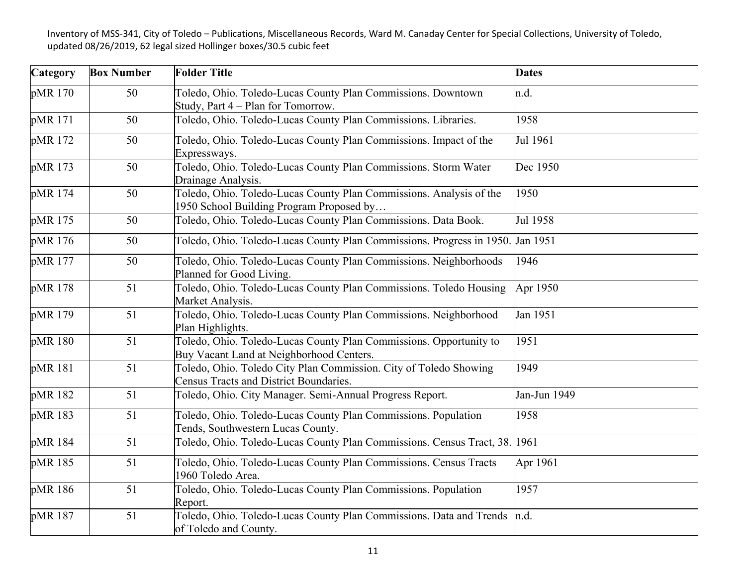Inventory of MSS-341, City of Toledo – Publications, Miscellaneous Records, Ward M. Canaday Center for Special Collections, University of Toledo, updated 08/26/2019, 62 legal sized Hollinger boxes/30.5 cubic feet

| Category | Box Number | Folder Title | Dates |
|---|---|---|---|
| pMR 170 | 50 | Toledo, Ohio. Toledo-Lucas County Plan Commissions. Downtown Study, Part 4 – Plan for Tomorrow. | n.d. |
| pMR 171 | 50 | Toledo, Ohio. Toledo-Lucas County Plan Commissions. Libraries. | 1958 |
| pMR 172 | 50 | Toledo, Ohio. Toledo-Lucas County Plan Commissions. Impact of the Expressways. | Jul 1961 |
| pMR 173 | 50 | Toledo, Ohio. Toledo-Lucas County Plan Commissions. Storm Water Drainage Analysis. | Dec 1950 |
| pMR 174 | 50 | Toledo, Ohio. Toledo-Lucas County Plan Commissions. Analysis of the 1950 School Building Program Proposed by… | 1950 |
| pMR 175 | 50 | Toledo, Ohio. Toledo-Lucas County Plan Commissions. Data Book. | Jul 1958 |
| pMR 176 | 50 | Toledo, Ohio. Toledo-Lucas County Plan Commissions. Progress in 1950. | Jan 1951 |
| pMR 177 | 50 | Toledo, Ohio. Toledo-Lucas County Plan Commissions. Neighborhoods Planned for Good Living. | 1946 |
| pMR 178 | 51 | Toledo, Ohio. Toledo-Lucas County Plan Commissions. Toledo Housing Market Analysis. | Apr 1950 |
| pMR 179 | 51 | Toledo, Ohio. Toledo-Lucas County Plan Commissions. Neighborhood Plan Highlights. | Jan 1951 |
| pMR 180 | 51 | Toledo, Ohio. Toledo-Lucas County Plan Commissions. Opportunity to Buy Vacant Land at Neighborhood Centers. | 1951 |
| pMR 181 | 51 | Toledo, Ohio. Toledo City Plan Commission. City of Toledo Showing Census Tracts and District Boundaries. | 1949 |
| pMR 182 | 51 | Toledo, Ohio. City Manager. Semi-Annual Progress Report. | Jan-Jun 1949 |
| pMR 183 | 51 | Toledo, Ohio. Toledo-Lucas County Plan Commissions. Population Tends, Southwestern Lucas County. | 1958 |
| pMR 184 | 51 | Toledo, Ohio. Toledo-Lucas County Plan Commissions. Census Tract, 38. | 1961 |
| pMR 185 | 51 | Toledo, Ohio. Toledo-Lucas County Plan Commissions. Census Tracts 1960 Toledo Area. | Apr 1961 |
| pMR 186 | 51 | Toledo, Ohio. Toledo-Lucas County Plan Commissions. Population Report. | 1957 |
| pMR 187 | 51 | Toledo, Ohio. Toledo-Lucas County Plan Commissions. Data and Trends of Toledo and County. | n.d. |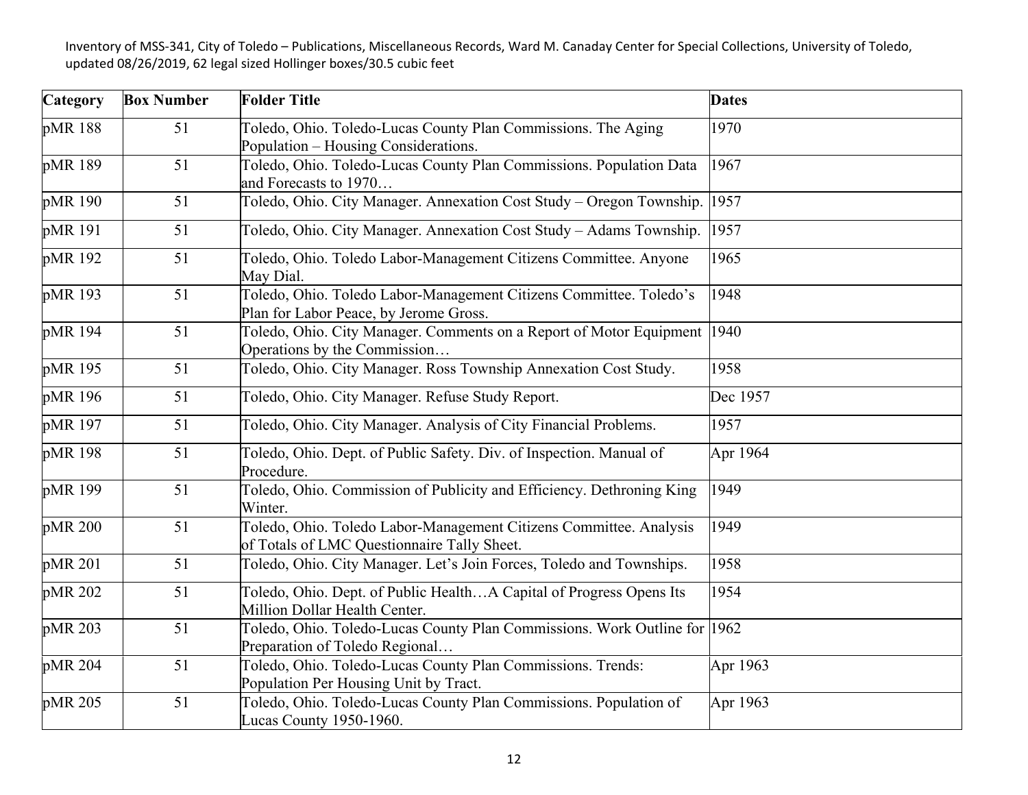Inventory of MSS-341, City of Toledo – Publications, Miscellaneous Records, Ward M. Canaday Center for Special Collections, University of Toledo, updated 08/26/2019, 62 legal sized Hollinger boxes/30.5 cubic feet

| Category | Box Number | Folder Title | Dates |
|---|---|---|---|
| pMR 188 | 51 | Toledo, Ohio. Toledo-Lucas County Plan Commissions. The Aging Population – Housing Considerations. | 1970 |
| pMR 189 | 51 | Toledo, Ohio. Toledo-Lucas County Plan Commissions. Population Data and Forecasts to 1970… | 1967 |
| pMR 190 | 51 | Toledo, Ohio. City Manager. Annexation Cost Study – Oregon Township. | 1957 |
| pMR 191 | 51 | Toledo, Ohio. City Manager. Annexation Cost Study – Adams Township. | 1957 |
| pMR 192 | 51 | Toledo, Ohio. Toledo Labor-Management Citizens Committee. Anyone May Dial. | 1965 |
| pMR 193 | 51 | Toledo, Ohio. Toledo Labor-Management Citizens Committee. Toledo's Plan for Labor Peace, by Jerome Gross. | 1948 |
| pMR 194 | 51 | Toledo, Ohio. City Manager. Comments on a Report of Motor Equipment Operations by the Commission… | 1940 |
| pMR 195 | 51 | Toledo, Ohio. City Manager. Ross Township Annexation Cost Study. | 1958 |
| pMR 196 | 51 | Toledo, Ohio. City Manager. Refuse Study Report. | Dec 1957 |
| pMR 197 | 51 | Toledo, Ohio. City Manager. Analysis of City Financial Problems. | 1957 |
| pMR 198 | 51 | Toledo, Ohio. Dept. of Public Safety. Div. of Inspection. Manual of Procedure. | Apr 1964 |
| pMR 199 | 51 | Toledo, Ohio. Commission of Publicity and Efficiency. Dethroning King Winter. | 1949 |
| pMR 200 | 51 | Toledo, Ohio. Toledo Labor-Management Citizens Committee. Analysis of Totals of LMC Questionnaire Tally Sheet. | 1949 |
| pMR 201 | 51 | Toledo, Ohio. City Manager. Let's Join Forces, Toledo and Townships. | 1958 |
| pMR 202 | 51 | Toledo, Ohio. Dept. of Public Health…A Capital of Progress Opens Its Million Dollar Health Center. | 1954 |
| pMR 203 | 51 | Toledo, Ohio. Toledo-Lucas County Plan Commissions. Work Outline for Preparation of Toledo Regional… | 1962 |
| pMR 204 | 51 | Toledo, Ohio. Toledo-Lucas County Plan Commissions. Trends: Population Per Housing Unit by Tract. | Apr 1963 |
| pMR 205 | 51 | Toledo, Ohio. Toledo-Lucas County Plan Commissions. Population of Lucas County 1950-1960. | Apr 1963 |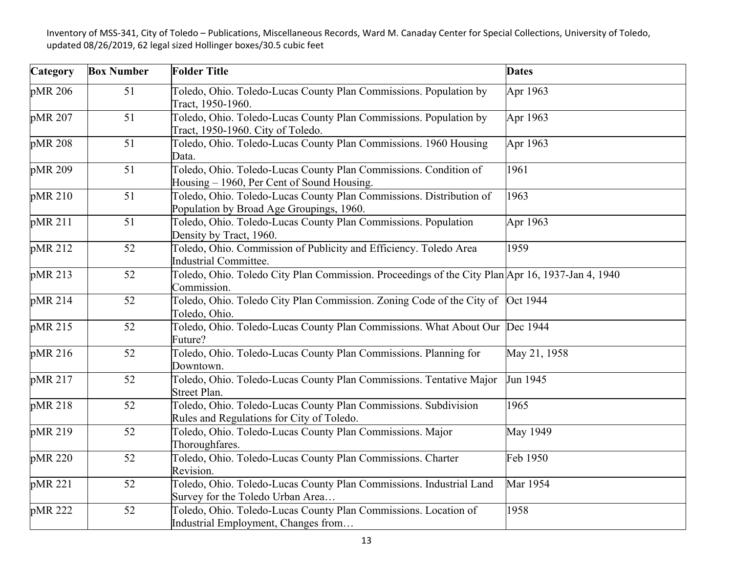Inventory of MSS-341, City of Toledo – Publications, Miscellaneous Records, Ward M. Canaday Center for Special Collections, University of Toledo, updated 08/26/2019, 62 legal sized Hollinger boxes/30.5 cubic feet

| Category | Box Number | Folder Title | Dates |
|---|---|---|---|
| pMR 206 | 51 | Toledo, Ohio. Toledo-Lucas County Plan Commissions. Population by Tract, 1950-1960. | Apr 1963 |
| pMR 207 | 51 | Toledo, Ohio. Toledo-Lucas County Plan Commissions. Population by Tract, 1950-1960. City of Toledo. | Apr 1963 |
| pMR 208 | 51 | Toledo, Ohio. Toledo-Lucas County Plan Commissions. 1960 Housing Data. | Apr 1963 |
| pMR 209 | 51 | Toledo, Ohio. Toledo-Lucas County Plan Commissions. Condition of Housing – 1960, Per Cent of Sound Housing. | 1961 |
| pMR 210 | 51 | Toledo, Ohio. Toledo-Lucas County Plan Commissions. Distribution of Population by Broad Age Groupings, 1960. | 1963 |
| pMR 211 | 51 | Toledo, Ohio. Toledo-Lucas County Plan Commissions. Population Density by Tract, 1960. | Apr 1963 |
| pMR 212 | 52 | Toledo, Ohio. Commission of Publicity and Efficiency. Toledo Area Industrial Committee. | 1959 |
| pMR 213 | 52 | Toledo, Ohio. Toledo City Plan Commission. Proceedings of the City Plan Commission. | Apr 16, 1937-Jan 4, 1940 |
| pMR 214 | 52 | Toledo, Ohio. Toledo City Plan Commission. Zoning Code of the City of Toledo, Ohio. | Oct 1944 |
| pMR 215 | 52 | Toledo, Ohio. Toledo-Lucas County Plan Commissions. What About Our Future? | Dec 1944 |
| pMR 216 | 52 | Toledo, Ohio. Toledo-Lucas County Plan Commissions. Planning for Downtown. | May 21, 1958 |
| pMR 217 | 52 | Toledo, Ohio. Toledo-Lucas County Plan Commissions. Tentative Major Street Plan. | Jun 1945 |
| pMR 218 | 52 | Toledo, Ohio. Toledo-Lucas County Plan Commissions. Subdivision Rules and Regulations for City of Toledo. | 1965 |
| pMR 219 | 52 | Toledo, Ohio. Toledo-Lucas County Plan Commissions. Major Thoroughfares. | May 1949 |
| pMR 220 | 52 | Toledo, Ohio. Toledo-Lucas County Plan Commissions. Charter Revision. | Feb 1950 |
| pMR 221 | 52 | Toledo, Ohio. Toledo-Lucas County Plan Commissions. Industrial Land Survey for the Toledo Urban Area… | Mar 1954 |
| pMR 222 | 52 | Toledo, Ohio. Toledo-Lucas County Plan Commissions. Location of Industrial Employment, Changes from… | 1958 |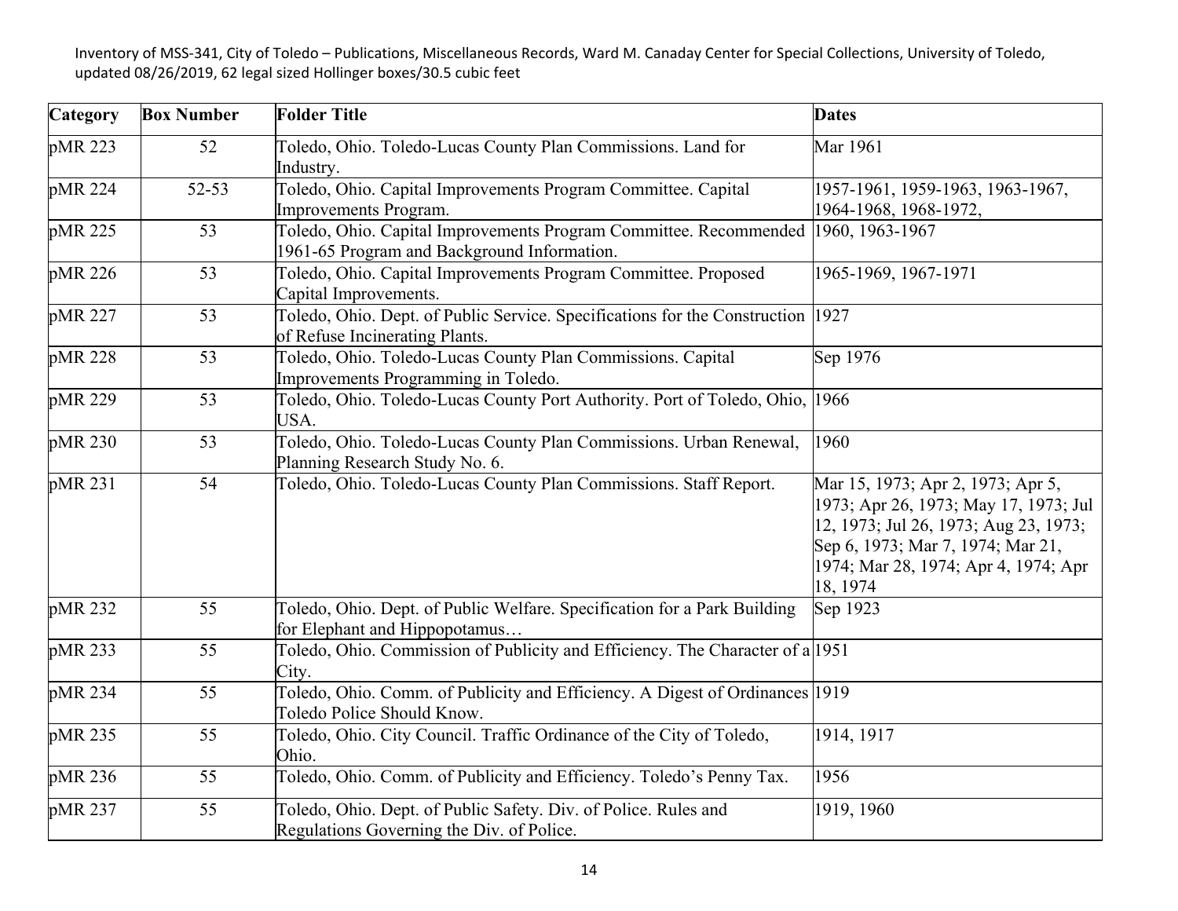| Category | Box Number | Folder Title | Dates |
|---|---|---|---|
| pMR 223 | 52 | Toledo, Ohio. Toledo-Lucas County Plan Commissions. Land for Industry. | Mar 1961 |
| pMR 224 | 52-53 | Toledo, Ohio. Capital Improvements Program Committee. Capital Improvements Program. | 1957-1961, 1959-1963, 1963-1967, 1964-1968, 1968-1972, |
| pMR 225 | 53 | Toledo, Ohio. Capital Improvements Program Committee. Recommended 1961-65 Program and Background Information. | 1960, 1963-1967 |
| pMR 226 | 53 | Toledo, Ohio. Capital Improvements Program Committee. Proposed Capital Improvements. | 1965-1969, 1967-1971 |
| pMR 227 | 53 | Toledo, Ohio. Dept. of Public Service. Specifications for the Construction of Refuse Incinerating Plants. | 1927 |
| pMR 228 | 53 | Toledo, Ohio. Toledo-Lucas County Plan Commissions. Capital Improvements Programming in Toledo. | Sep 1976 |
| pMR 229 | 53 | Toledo, Ohio. Toledo-Lucas County Port Authority. Port of Toledo, Ohio, USA. | 1966 |
| pMR 230 | 53 | Toledo, Ohio. Toledo-Lucas County Plan Commissions. Urban Renewal, Planning Research Study No. 6. | 1960 |
| pMR 231 | 54 | Toledo, Ohio. Toledo-Lucas County Plan Commissions. Staff Report. | Mar 15, 1973; Apr 2, 1973; Apr 5, 1973; Apr 26, 1973; May 17, 1973; Jul 12, 1973; Jul 26, 1973; Aug 23, 1973; Sep 6, 1973; Mar 7, 1974; Mar 21, 1974; Mar 28, 1974; Apr 4, 1974; Apr 18, 1974 |
| pMR 232 | 55 | Toledo, Ohio. Dept. of Public Welfare. Specification for a Park Building for Elephant and Hippopotamus… | Sep 1923 |
| pMR 233 | 55 | Toledo, Ohio. Commission of Publicity and Efficiency. The Character of a City. | 1951 |
| pMR 234 | 55 | Toledo, Ohio. Comm. of Publicity and Efficiency. A Digest of Ordinances Toledo Police Should Know. | 1919 |
| pMR 235 | 55 | Toledo, Ohio. City Council. Traffic Ordinance of the City of Toledo, Ohio. | 1914, 1917 |
| pMR 236 | 55 | Toledo, Ohio. Comm. of Publicity and Efficiency. Toledo's Penny Tax. | 1956 |
| pMR 237 | 55 | Toledo, Ohio. Dept. of Public Safety. Div. of Police. Rules and Regulations Governing the Div. of Police. | 1919, 1960 |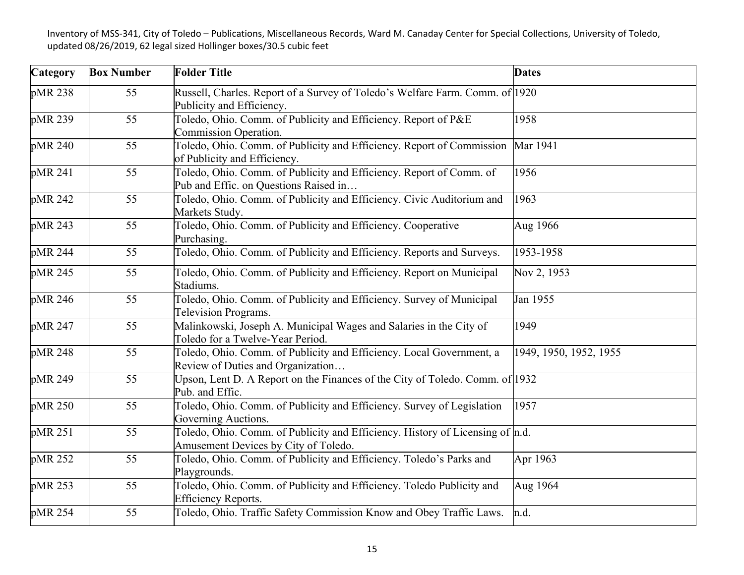| Category | Box Number | Folder Title | Dates |
|---|---|---|---|
| pMR 238 | 55 | Russell, Charles. Report of a Survey of Toledo's Welfare Farm. Comm. of Publicity and Efficiency. | 1920 |
| pMR 239 | 55 | Toledo, Ohio. Comm. of Publicity and Efficiency. Report of P&E Commission Operation. | 1958 |
| pMR 240 | 55 | Toledo, Ohio. Comm. of Publicity and Efficiency. Report of Commission of Publicity and Efficiency. | Mar 1941 |
| pMR 241 | 55 | Toledo, Ohio. Comm. of Publicity and Efficiency. Report of Comm. of Pub and Effic. on Questions Raised in… | 1956 |
| pMR 242 | 55 | Toledo, Ohio. Comm. of Publicity and Efficiency. Civic Auditorium and Markets Study. | 1963 |
| pMR 243 | 55 | Toledo, Ohio. Comm. of Publicity and Efficiency. Cooperative Purchasing. | Aug 1966 |
| pMR 244 | 55 | Toledo, Ohio. Comm. of Publicity and Efficiency. Reports and Surveys. | 1953-1958 |
| pMR 245 | 55 | Toledo, Ohio. Comm. of Publicity and Efficiency. Report on Municipal Stadiums. | Nov 2, 1953 |
| pMR 246 | 55 | Toledo, Ohio. Comm. of Publicity and Efficiency. Survey of Municipal Television Programs. | Jan 1955 |
| pMR 247 | 55 | Malinkowski, Joseph A. Municipal Wages and Salaries in the City of Toledo for a Twelve-Year Period. | 1949 |
| pMR 248 | 55 | Toledo, Ohio. Comm. of Publicity and Efficiency. Local Government, a Review of Duties and Organization… | 1949, 1950, 1952, 1955 |
| pMR 249 | 55 | Upson, Lent D. A Report on the Finances of the City of Toledo. Comm. of Pub. and Effic. | 1932 |
| pMR 250 | 55 | Toledo, Ohio. Comm. of Publicity and Efficiency. Survey of Legislation Governing Auctions. | 1957 |
| pMR 251 | 55 | Toledo, Ohio. Comm. of Publicity and Efficiency. History of Licensing of Amusement Devices by City of Toledo. | n.d. |
| pMR 252 | 55 | Toledo, Ohio. Comm. of Publicity and Efficiency. Toledo's Parks and Playgrounds. | Apr 1963 |
| pMR 253 | 55 | Toledo, Ohio. Comm. of Publicity and Efficiency. Toledo Publicity and Efficiency Reports. | Aug 1964 |
| pMR 254 | 55 | Toledo, Ohio. Traffic Safety Commission Know and Obey Traffic Laws. | n.d. |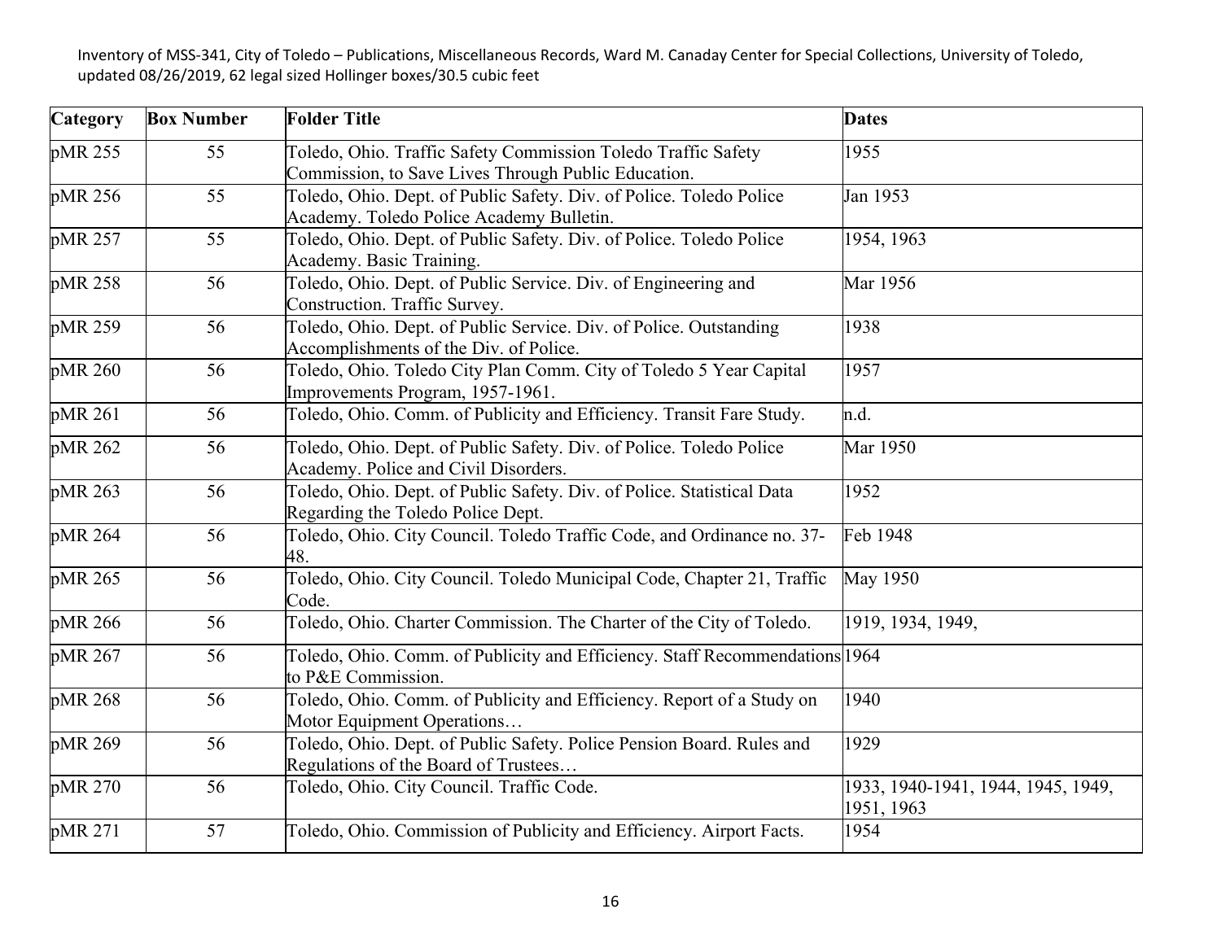Inventory of MSS-341, City of Toledo – Publications, Miscellaneous Records, Ward M. Canaday Center for Special Collections, University of Toledo, updated 08/26/2019, 62 legal sized Hollinger boxes/30.5 cubic feet

| Category | Box Number | Folder Title | Dates |
|---|---|---|---|
| pMR 255 | 55 | Toledo, Ohio. Traffic Safety Commission Toledo Traffic Safety Commission, to Save Lives Through Public Education. | 1955 |
| pMR 256 | 55 | Toledo, Ohio. Dept. of Public Safety. Div. of Police. Toledo Police Academy. Toledo Police Academy Bulletin. | Jan 1953 |
| pMR 257 | 55 | Toledo, Ohio. Dept. of Public Safety. Div. of Police. Toledo Police Academy. Basic Training. | 1954, 1963 |
| pMR 258 | 56 | Toledo, Ohio. Dept. of Public Service. Div. of Engineering and Construction. Traffic Survey. | Mar 1956 |
| pMR 259 | 56 | Toledo, Ohio. Dept. of Public Service. Div. of Police. Outstanding Accomplishments of the Div. of Police. | 1938 |
| pMR 260 | 56 | Toledo, Ohio. Toledo City Plan Comm. City of Toledo 5 Year Capital Improvements Program, 1957-1961. | 1957 |
| pMR 261 | 56 | Toledo, Ohio. Comm. of Publicity and Efficiency. Transit Fare Study. | n.d. |
| pMR 262 | 56 | Toledo, Ohio. Dept. of Public Safety. Div. of Police. Toledo Police Academy. Police and Civil Disorders. | Mar 1950 |
| pMR 263 | 56 | Toledo, Ohio. Dept. of Public Safety. Div. of Police. Statistical Data Regarding the Toledo Police Dept. | 1952 |
| pMR 264 | 56 | Toledo, Ohio. City Council. Toledo Traffic Code, and Ordinance no. 37-48. | Feb 1948 |
| pMR 265 | 56 | Toledo, Ohio. City Council. Toledo Municipal Code, Chapter 21, Traffic Code. | May 1950 |
| pMR 266 | 56 | Toledo, Ohio. Charter Commission. The Charter of the City of Toledo. | 1919, 1934, 1949, |
| pMR 267 | 56 | Toledo, Ohio. Comm. of Publicity and Efficiency. Staff Recommendations to P&E Commission. | 1964 |
| pMR 268 | 56 | Toledo, Ohio. Comm. of Publicity and Efficiency. Report of a Study on Motor Equipment Operations… | 1940 |
| pMR 269 | 56 | Toledo, Ohio. Dept. of Public Safety. Police Pension Board. Rules and Regulations of the Board of Trustees… | 1929 |
| pMR 270 | 56 | Toledo, Ohio. City Council. Traffic Code. | 1933, 1940-1941, 1944, 1945, 1949, 1951, 1963 |
| pMR 271 | 57 | Toledo, Ohio. Commission of Publicity and Efficiency. Airport Facts. | 1954 |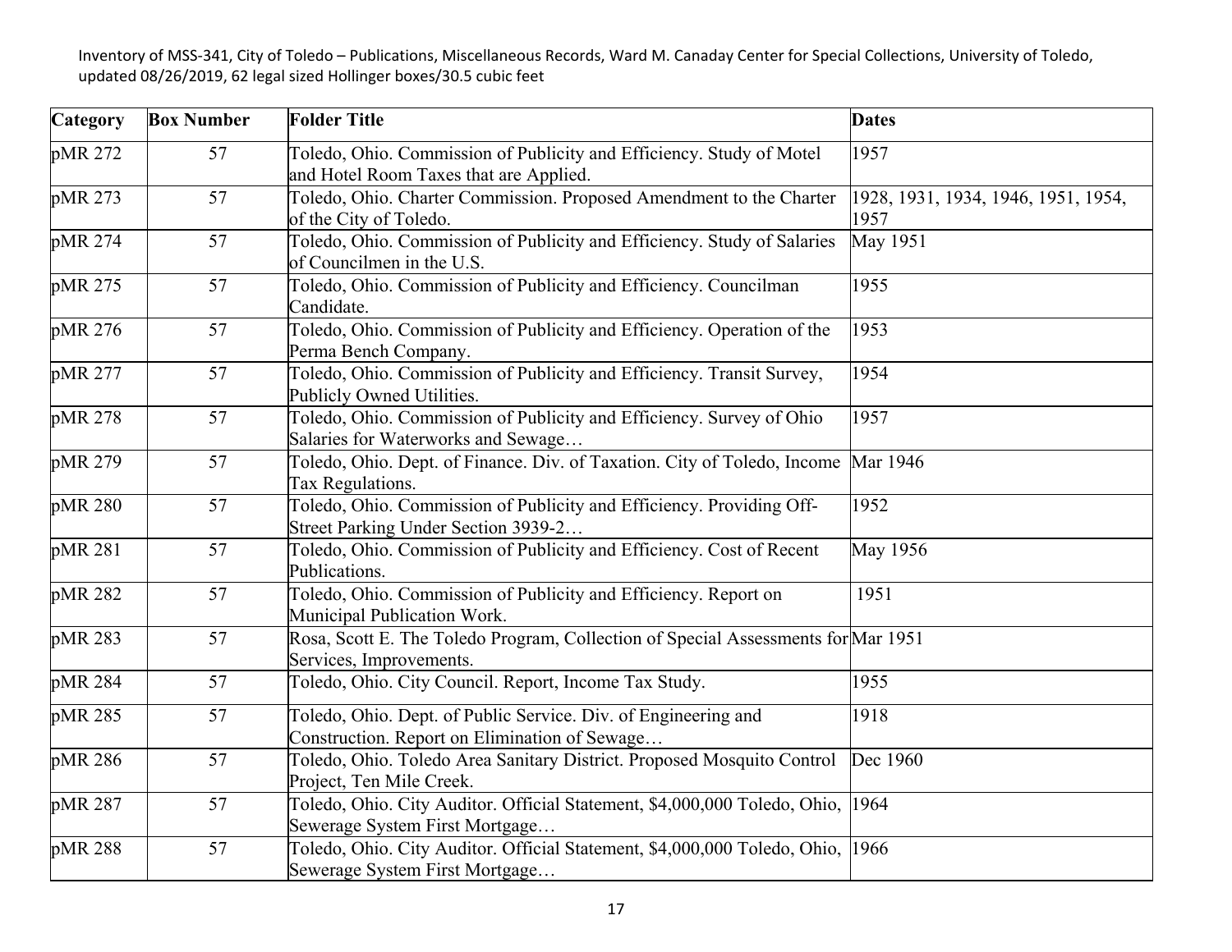Inventory of MSS-341, City of Toledo – Publications, Miscellaneous Records, Ward M. Canaday Center for Special Collections, University of Toledo, updated 08/26/2019, 62 legal sized Hollinger boxes/30.5 cubic feet

| Category | Box Number | Folder Title | Dates |
|---|---|---|---|
| pMR 272 | 57 | Toledo, Ohio. Commission of Publicity and Efficiency. Study of Motel and Hotel Room Taxes that are Applied. | 1957 |
| pMR 273 | 57 | Toledo, Ohio. Charter Commission. Proposed Amendment to the Charter of the City of Toledo. | 1928, 1931, 1934, 1946, 1951, 1954, 1957 |
| pMR 274 | 57 | Toledo, Ohio. Commission of Publicity and Efficiency. Study of Salaries of Councilmen in the U.S. | May 1951 |
| pMR 275 | 57 | Toledo, Ohio. Commission of Publicity and Efficiency. Councilman Candidate. | 1955 |
| pMR 276 | 57 | Toledo, Ohio. Commission of Publicity and Efficiency. Operation of the Perma Bench Company. | 1953 |
| pMR 277 | 57 | Toledo, Ohio. Commission of Publicity and Efficiency. Transit Survey, Publicly Owned Utilities. | 1954 |
| pMR 278 | 57 | Toledo, Ohio. Commission of Publicity and Efficiency. Survey of Ohio Salaries for Waterworks and Sewage… | 1957 |
| pMR 279 | 57 | Toledo, Ohio. Dept. of Finance. Div. of Taxation. City of Toledo, Income Tax Regulations. | Mar 1946 |
| pMR 280 | 57 | Toledo, Ohio. Commission of Publicity and Efficiency. Providing Off-Street Parking Under Section 3939-2… | 1952 |
| pMR 281 | 57 | Toledo, Ohio. Commission of Publicity and Efficiency. Cost of Recent Publications. | May 1956 |
| pMR 282 | 57 | Toledo, Ohio. Commission of Publicity and Efficiency. Report on Municipal Publication Work. | 1951 |
| pMR 283 | 57 | Rosa, Scott E. The Toledo Program, Collection of Special Assessments for Services, Improvements. | Mar 1951 |
| pMR 284 | 57 | Toledo, Ohio. City Council. Report, Income Tax Study. | 1955 |
| pMR 285 | 57 | Toledo, Ohio. Dept. of Public Service. Div. of Engineering and Construction. Report on Elimination of Sewage… | 1918 |
| pMR 286 | 57 | Toledo, Ohio. Toledo Area Sanitary District. Proposed Mosquito Control Project, Ten Mile Creek. | Dec 1960 |
| pMR 287 | 57 | Toledo, Ohio. City Auditor. Official Statement, $4,000,000 Toledo, Ohio, Sewerage System First Mortgage… | 1964 |
| pMR 288 | 57 | Toledo, Ohio. City Auditor. Official Statement, $4,000,000 Toledo, Ohio, Sewerage System First Mortgage… | 1966 |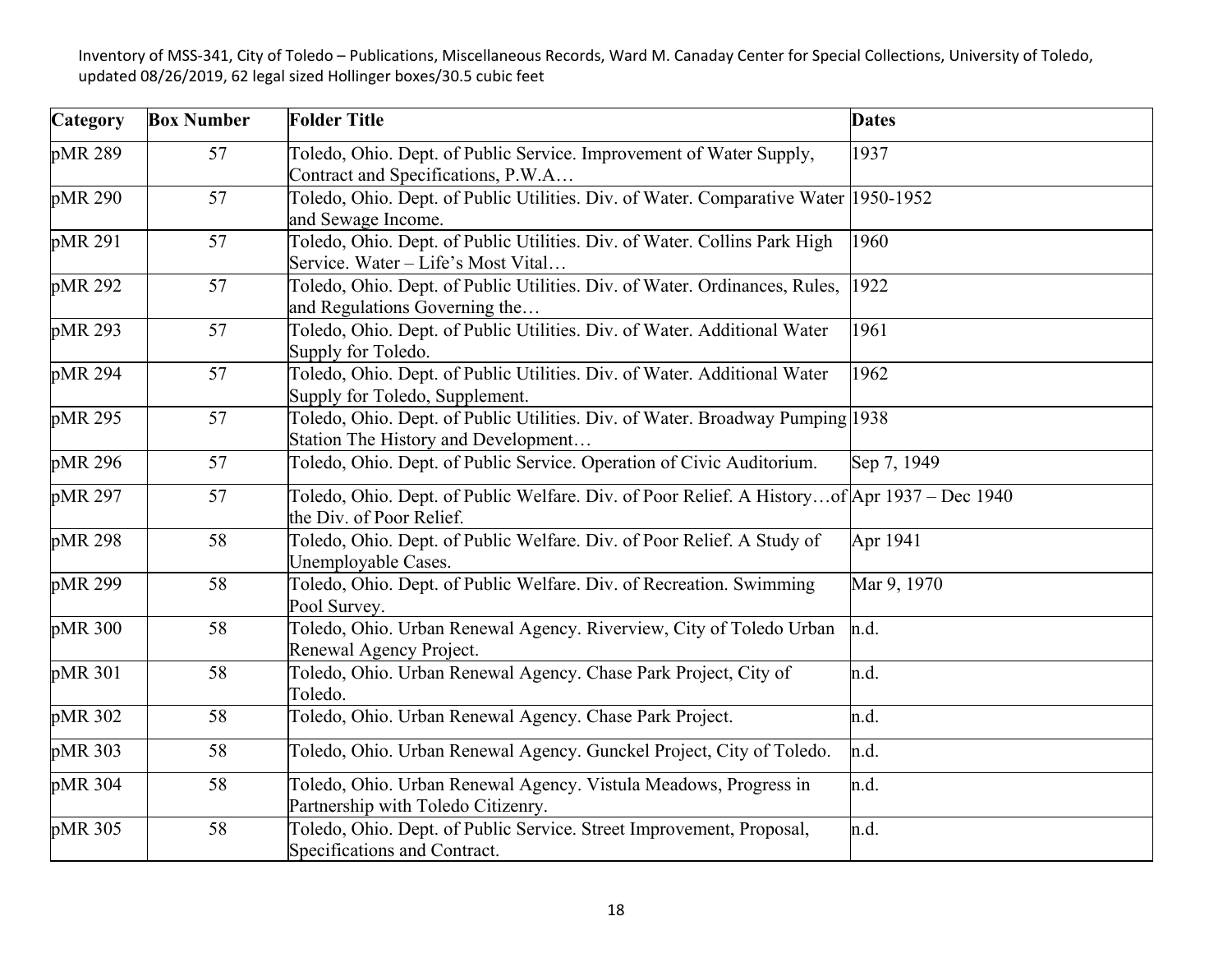| Category | Box Number | Folder Title | Dates |
|---|---|---|---|
| pMR 289 | 57 | Toledo, Ohio. Dept. of Public Service. Improvement of Water Supply, Contract and Specifications, P.W.A… | 1937 |
| pMR 290 | 57 | Toledo, Ohio. Dept. of Public Utilities. Div. of Water. Comparative Water and Sewage Income. | 1950-1952 |
| pMR 291 | 57 | Toledo, Ohio. Dept. of Public Utilities. Div. of Water. Collins Park High Service. Water – Life's Most Vital… | 1960 |
| pMR 292 | 57 | Toledo, Ohio. Dept. of Public Utilities. Div. of Water. Ordinances, Rules, and Regulations Governing the… | 1922 |
| pMR 293 | 57 | Toledo, Ohio. Dept. of Public Utilities. Div. of Water. Additional Water Supply for Toledo. | 1961 |
| pMR 294 | 57 | Toledo, Ohio. Dept. of Public Utilities. Div. of Water. Additional Water Supply for Toledo, Supplement. | 1962 |
| pMR 295 | 57 | Toledo, Ohio. Dept. of Public Utilities. Div. of Water. Broadway Pumping Station The History and Development… | 1938 |
| pMR 296 | 57 | Toledo, Ohio. Dept. of Public Service. Operation of Civic Auditorium. | Sep 7, 1949 |
| pMR 297 | 57 | Toledo, Ohio. Dept. of Public Welfare. Div. of Poor Relief. A History…of the Div. of Poor Relief. | Apr 1937 – Dec 1940 |
| pMR 298 | 58 | Toledo, Ohio. Dept. of Public Welfare. Div. of Poor Relief. A Study of Unemployable Cases. | Apr 1941 |
| pMR 299 | 58 | Toledo, Ohio. Dept. of Public Welfare. Div. of Recreation. Swimming Pool Survey. | Mar 9, 1970 |
| pMR 300 | 58 | Toledo, Ohio. Urban Renewal Agency. Riverview, City of Toledo Urban Renewal Agency Project. | n.d. |
| pMR 301 | 58 | Toledo, Ohio. Urban Renewal Agency. Chase Park Project, City of Toledo. | n.d. |
| pMR 302 | 58 | Toledo, Ohio. Urban Renewal Agency. Chase Park Project. | n.d. |
| pMR 303 | 58 | Toledo, Ohio. Urban Renewal Agency. Gunckel Project, City of Toledo. | n.d. |
| pMR 304 | 58 | Toledo, Ohio. Urban Renewal Agency. Vistula Meadows, Progress in Partnership with Toledo Citizenry. | n.d. |
| pMR 305 | 58 | Toledo, Ohio. Dept. of Public Service. Street Improvement, Proposal, Specifications and Contract. | n.d. |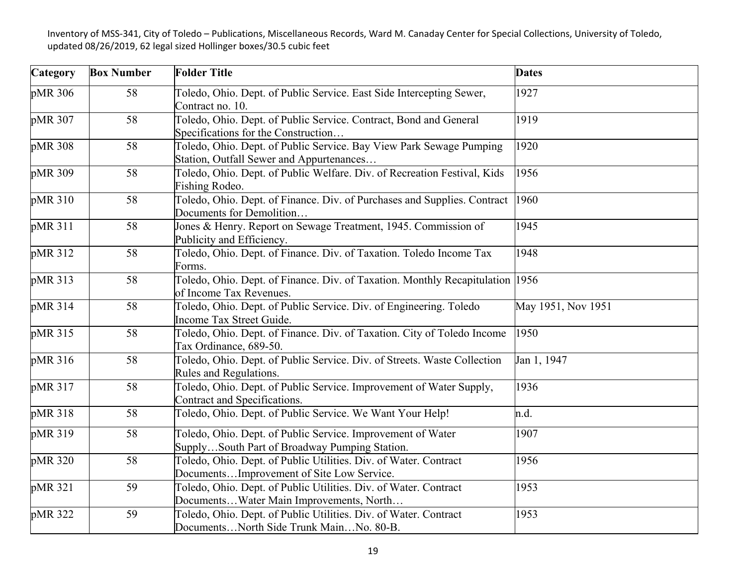| Category | Box Number | Folder Title | Dates |
| --- | --- | --- | --- |
| pMR 306 | 58 | Toledo, Ohio. Dept. of Public Service. East Side Intercepting Sewer, Contract no. 10. | 1927 |
| pMR 307 | 58 | Toledo, Ohio. Dept. of Public Service. Contract, Bond and General Specifications for the Construction… | 1919 |
| pMR 308 | 58 | Toledo, Ohio. Dept. of Public Service. Bay View Park Sewage Pumping Station, Outfall Sewer and Appurtenances… | 1920 |
| pMR 309 | 58 | Toledo, Ohio. Dept. of Public Welfare. Div. of Recreation Festival, Kids Fishing Rodeo. | 1956 |
| pMR 310 | 58 | Toledo, Ohio. Dept. of Finance. Div. of Purchases and Supplies. Contract Documents for Demolition… | 1960 |
| pMR 311 | 58 | Jones & Henry. Report on Sewage Treatment, 1945. Commission of Publicity and Efficiency. | 1945 |
| pMR 312 | 58 | Toledo, Ohio. Dept. of Finance. Div. of Taxation. Toledo Income Tax Forms. | 1948 |
| pMR 313 | 58 | Toledo, Ohio. Dept. of Finance. Div. of Taxation. Monthly Recapitulation of Income Tax Revenues. | 1956 |
| pMR 314 | 58 | Toledo, Ohio. Dept. of Public Service. Div. of Engineering. Toledo Income Tax Street Guide. | May 1951, Nov 1951 |
| pMR 315 | 58 | Toledo, Ohio. Dept. of Finance. Div. of Taxation. City of Toledo Income Tax Ordinance, 689-50. | 1950 |
| pMR 316 | 58 | Toledo, Ohio. Dept. of Public Service. Div. of Streets. Waste Collection Rules and Regulations. | Jan 1, 1947 |
| pMR 317 | 58 | Toledo, Ohio. Dept. of Public Service. Improvement of Water Supply, Contract and Specifications. | 1936 |
| pMR 318 | 58 | Toledo, Ohio. Dept. of Public Service. We Want Your Help! | n.d. |
| pMR 319 | 58 | Toledo, Ohio. Dept. of Public Service. Improvement of Water Supply…South Part of Broadway Pumping Station. | 1907 |
| pMR 320 | 58 | Toledo, Ohio. Dept. of Public Utilities. Div. of Water. Contract Documents…Improvement of Site Low Service. | 1956 |
| pMR 321 | 59 | Toledo, Ohio. Dept. of Public Utilities. Div. of Water. Contract Documents…Water Main Improvements, North… | 1953 |
| pMR 322 | 59 | Toledo, Ohio. Dept. of Public Utilities. Div. of Water. Contract Documents…North Side Trunk Main…No. 80-B. | 1953 |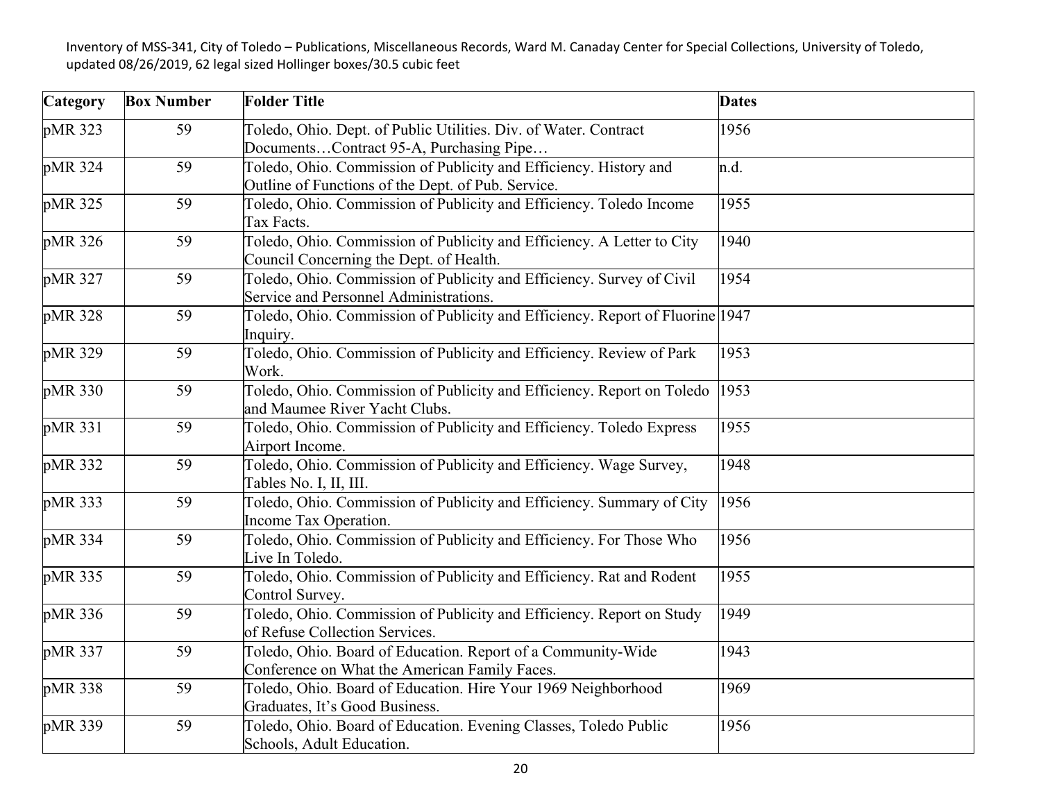| Category | Box Number | Folder Title | Dates |
|---|---|---|---|
| pMR 323 | 59 | Toledo, Ohio. Dept. of Public Utilities. Div. of Water. Contract Documents…Contract 95-A, Purchasing Pipe… | 1956 |
| pMR 324 | 59 | Toledo, Ohio. Commission of Publicity and Efficiency. History and Outline of Functions of the Dept. of Pub. Service. | n.d. |
| pMR 325 | 59 | Toledo, Ohio. Commission of Publicity and Efficiency. Toledo Income Tax Facts. | 1955 |
| pMR 326 | 59 | Toledo, Ohio. Commission of Publicity and Efficiency. A Letter to City Council Concerning the Dept. of Health. | 1940 |
| pMR 327 | 59 | Toledo, Ohio. Commission of Publicity and Efficiency. Survey of Civil Service and Personnel Administrations. | 1954 |
| pMR 328 | 59 | Toledo, Ohio. Commission of Publicity and Efficiency. Report of Fluorine Inquiry. | 1947 |
| pMR 329 | 59 | Toledo, Ohio. Commission of Publicity and Efficiency. Review of Park Work. | 1953 |
| pMR 330 | 59 | Toledo, Ohio. Commission of Publicity and Efficiency. Report on Toledo and Maumee River Yacht Clubs. | 1953 |
| pMR 331 | 59 | Toledo, Ohio. Commission of Publicity and Efficiency. Toledo Express Airport Income. | 1955 |
| pMR 332 | 59 | Toledo, Ohio. Commission of Publicity and Efficiency. Wage Survey, Tables No. I, II, III. | 1948 |
| pMR 333 | 59 | Toledo, Ohio. Commission of Publicity and Efficiency. Summary of City Income Tax Operation. | 1956 |
| pMR 334 | 59 | Toledo, Ohio. Commission of Publicity and Efficiency. For Those Who Live In Toledo. | 1956 |
| pMR 335 | 59 | Toledo, Ohio. Commission of Publicity and Efficiency. Rat and Rodent Control Survey. | 1955 |
| pMR 336 | 59 | Toledo, Ohio. Commission of Publicity and Efficiency. Report on Study of Refuse Collection Services. | 1949 |
| pMR 337 | 59 | Toledo, Ohio. Board of Education. Report of a Community-Wide Conference on What the American Family Faces. | 1943 |
| pMR 338 | 59 | Toledo, Ohio. Board of Education. Hire Your 1969 Neighborhood Graduates, It's Good Business. | 1969 |
| pMR 339 | 59 | Toledo, Ohio. Board of Education. Evening Classes, Toledo Public Schools, Adult Education. | 1956 |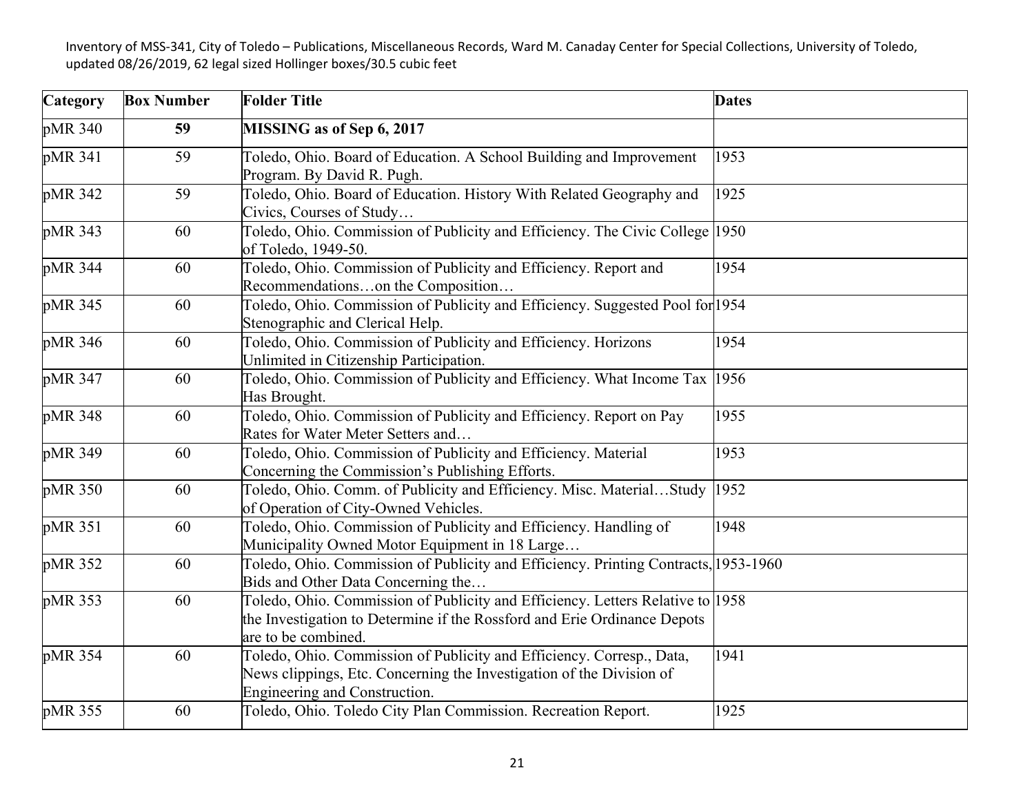| Category | Box Number | Folder Title | Dates |
|---|---|---|---|
| pMR 340 | **59** | **MISSING as of Sep 6, 2017** | |
| pMR 341 | 59 | Toledo, Ohio. Board of Education. A School Building and Improvement Program. By David R. Pugh. | 1953 |
| pMR 342 | 59 | Toledo, Ohio. Board of Education. History With Related Geography and Civics, Courses of Study… | 1925 |
| pMR 343 | 60 | Toledo, Ohio. Commission of Publicity and Efficiency. The Civic College of Toledo, 1949-50. | 1950 |
| pMR 344 | 60 | Toledo, Ohio. Commission of Publicity and Efficiency. Report and Recommendations…on the Composition… | 1954 |
| pMR 345 | 60 | Toledo, Ohio. Commission of Publicity and Efficiency. Suggested Pool for Stenographic and Clerical Help. | 1954 |
| pMR 346 | 60 | Toledo, Ohio. Commission of Publicity and Efficiency. Horizons Unlimited in Citizenship Participation. | 1954 |
| pMR 347 | 60 | Toledo, Ohio. Commission of Publicity and Efficiency. What Income Tax Has Brought. | 1956 |
| pMR 348 | 60 | Toledo, Ohio. Commission of Publicity and Efficiency. Report on Pay Rates for Water Meter Setters and… | 1955 |
| pMR 349 | 60 | Toledo, Ohio. Commission of Publicity and Efficiency. Material Concerning the Commission's Publishing Efforts. | 1953 |
| pMR 350 | 60 | Toledo, Ohio. Comm. of Publicity and Efficiency. Misc. Material…Study of Operation of City-Owned Vehicles. | 1952 |
| pMR 351 | 60 | Toledo, Ohio. Commission of Publicity and Efficiency. Handling of Municipality Owned Motor Equipment in 18 Large… | 1948 |
| pMR 352 | 60 | Toledo, Ohio. Commission of Publicity and Efficiency. Printing Contracts, Bids and Other Data Concerning the… | 1953-1960 |
| pMR 353 | 60 | Toledo, Ohio. Commission of Publicity and Efficiency. Letters Relative to the Investigation to Determine if the Rossford and Erie Ordinance Depots are to be combined. | 1958 |
| pMR 354 | 60 | Toledo, Ohio. Commission of Publicity and Efficiency. Corresp., Data, News clippings, Etc. Concerning the Investigation of the Division of Engineering and Construction. | 1941 |
| pMR 355 | 60 | Toledo, Ohio. Toledo City Plan Commission. Recreation Report. | 1925 |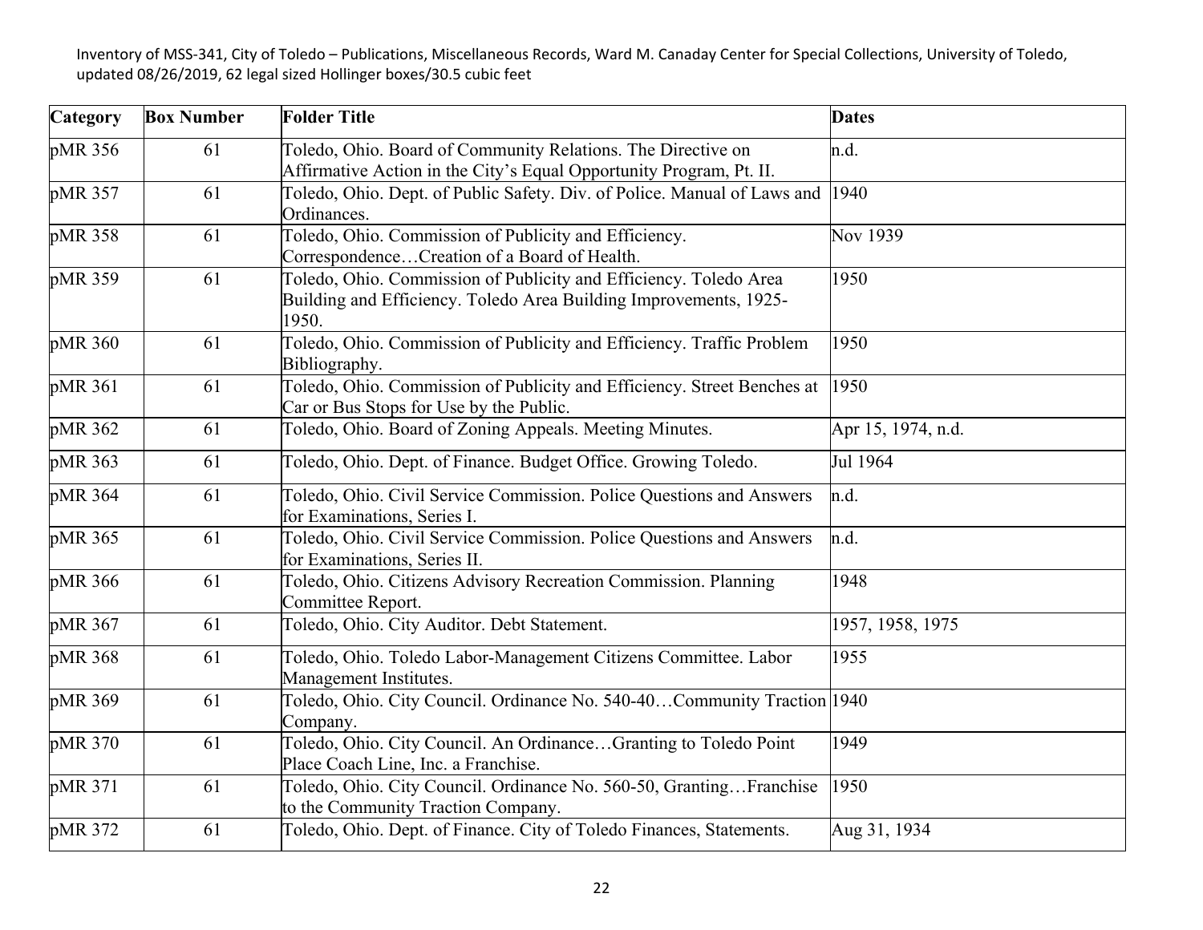Inventory of MSS-341, City of Toledo – Publications, Miscellaneous Records, Ward M. Canaday Center for Special Collections, University of Toledo, updated 08/26/2019, 62 legal sized Hollinger boxes/30.5 cubic feet

| Category | Box Number | Folder Title | Dates |
|---|---|---|---|
| pMR 356 | 61 | Toledo, Ohio. Board of Community Relations. The Directive on Affirmative Action in the City's Equal Opportunity Program, Pt. II. | n.d. |
| pMR 357 | 61 | Toledo, Ohio. Dept. of Public Safety. Div. of Police. Manual of Laws and Ordinances. | 1940 |
| pMR 358 | 61 | Toledo, Ohio. Commission of Publicity and Efficiency. Correspondence…Creation of a Board of Health. | Nov 1939 |
| pMR 359 | 61 | Toledo, Ohio. Commission of Publicity and Efficiency. Toledo Area Building and Efficiency. Toledo Area Building Improvements, 1925-1950. | 1950 |
| pMR 360 | 61 | Toledo, Ohio. Commission of Publicity and Efficiency. Traffic Problem Bibliography. | 1950 |
| pMR 361 | 61 | Toledo, Ohio. Commission of Publicity and Efficiency. Street Benches at Car or Bus Stops for Use by the Public. | 1950 |
| pMR 362 | 61 | Toledo, Ohio. Board of Zoning Appeals. Meeting Minutes. | Apr 15, 1974, n.d. |
| pMR 363 | 61 | Toledo, Ohio. Dept. of Finance. Budget Office. Growing Toledo. | Jul 1964 |
| pMR 364 | 61 | Toledo, Ohio. Civil Service Commission. Police Questions and Answers for Examinations, Series I. | n.d. |
| pMR 365 | 61 | Toledo, Ohio. Civil Service Commission. Police Questions and Answers for Examinations, Series II. | n.d. |
| pMR 366 | 61 | Toledo, Ohio. Citizens Advisory Recreation Commission. Planning Committee Report. | 1948 |
| pMR 367 | 61 | Toledo, Ohio. City Auditor. Debt Statement. | 1957, 1958, 1975 |
| pMR 368 | 61 | Toledo, Ohio. Toledo Labor-Management Citizens Committee. Labor Management Institutes. | 1955 |
| pMR 369 | 61 | Toledo, Ohio. City Council. Ordinance No. 540-40…Community Traction Company. | 1940 |
| pMR 370 | 61 | Toledo, Ohio. City Council. An Ordinance…Granting to Toledo Point Place Coach Line, Inc. a Franchise. | 1949 |
| pMR 371 | 61 | Toledo, Ohio. City Council. Ordinance No. 560-50, Granting…Franchise to the Community Traction Company. | 1950 |
| pMR 372 | 61 | Toledo, Ohio. Dept. of Finance. City of Toledo Finances, Statements. | Aug 31, 1934 |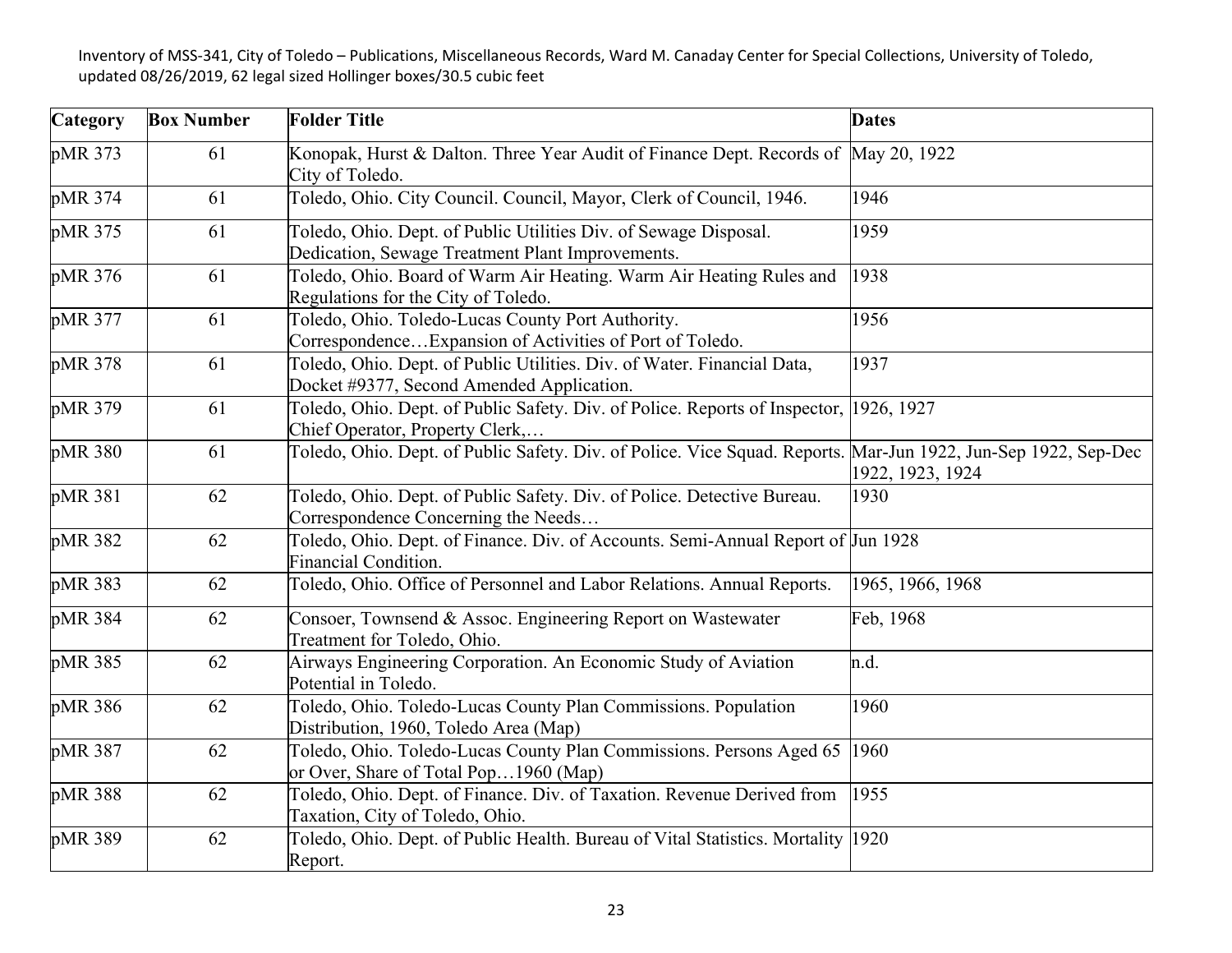Inventory of MSS-341, City of Toledo – Publications, Miscellaneous Records, Ward M. Canaday Center for Special Collections, University of Toledo, updated 08/26/2019, 62 legal sized Hollinger boxes/30.5 cubic feet

| Category | Box Number | Folder Title | Dates |
|---|---|---|---|
| pMR 373 | 61 | Konopak, Hurst & Dalton. Three Year Audit of Finance Dept. Records of City of Toledo. | May 20, 1922 |
| pMR 374 | 61 | Toledo, Ohio. City Council. Council, Mayor, Clerk of Council, 1946. | 1946 |
| pMR 375 | 61 | Toledo, Ohio. Dept. of Public Utilities Div. of Sewage Disposal. Dedication, Sewage Treatment Plant Improvements. | 1959 |
| pMR 376 | 61 | Toledo, Ohio. Board of Warm Air Heating. Warm Air Heating Rules and Regulations for the City of Toledo. | 1938 |
| pMR 377 | 61 | Toledo, Ohio. Toledo-Lucas County Port Authority. Correspondence…Expansion of Activities of Port of Toledo. | 1956 |
| pMR 378 | 61 | Toledo, Ohio. Dept. of Public Utilities. Div. of Water. Financial Data, Docket #9377, Second Amended Application. | 1937 |
| pMR 379 | 61 | Toledo, Ohio. Dept. of Public Safety. Div. of Police. Reports of Inspector, Chief Operator, Property Clerk,… | 1926, 1927 |
| pMR 380 | 61 | Toledo, Ohio. Dept. of Public Safety. Div. of Police. Vice Squad. Reports. | Mar-Jun 1922, Jun-Sep 1922, Sep-Dec 1922, 1923, 1924 |
| pMR 381 | 62 | Toledo, Ohio. Dept. of Public Safety. Div. of Police. Detective Bureau. Correspondence Concerning the Needs… | 1930 |
| pMR 382 | 62 | Toledo, Ohio. Dept. of Finance. Div. of Accounts. Semi-Annual Report of Financial Condition. | Jun 1928 |
| pMR 383 | 62 | Toledo, Ohio. Office of Personnel and Labor Relations. Annual Reports. | 1965, 1966, 1968 |
| pMR 384 | 62 | Consoer, Townsend & Assoc. Engineering Report on Wastewater Treatment for Toledo, Ohio. | Feb, 1968 |
| pMR 385 | 62 | Airways Engineering Corporation. An Economic Study of Aviation Potential in Toledo. | n.d. |
| pMR 386 | 62 | Toledo, Ohio. Toledo-Lucas County Plan Commissions. Population Distribution, 1960, Toledo Area (Map) | 1960 |
| pMR 387 | 62 | Toledo, Ohio. Toledo-Lucas County Plan Commissions. Persons Aged 65 or Over, Share of Total Pop…1960 (Map) | 1960 |
| pMR 388 | 62 | Toledo, Ohio. Dept. of Finance. Div. of Taxation. Revenue Derived from Taxation, City of Toledo, Ohio. | 1955 |
| pMR 389 | 62 | Toledo, Ohio. Dept. of Public Health. Bureau of Vital Statistics. Mortality Report. | 1920 |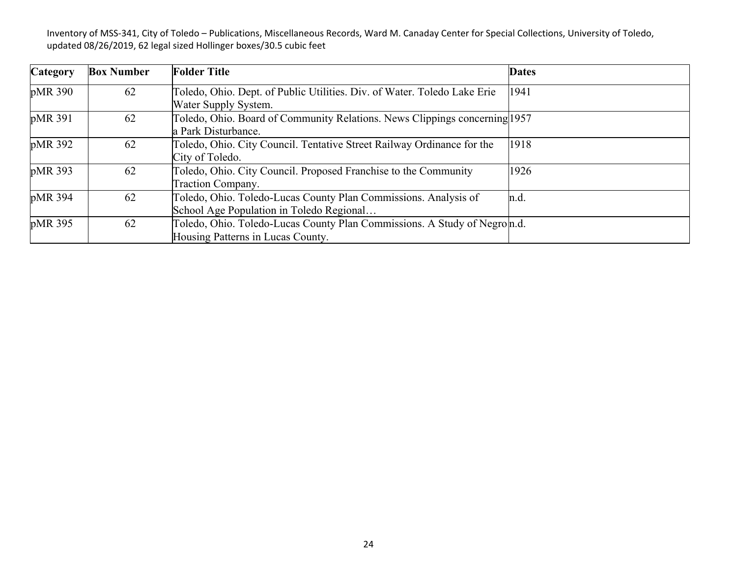Inventory of MSS-341, City of Toledo – Publications, Miscellaneous Records, Ward M. Canaday Center for Special Collections, University of Toledo, updated 08/26/2019, 62 legal sized Hollinger boxes/30.5 cubic feet

| Category | Box Number | Folder Title | Dates |
|---|---|---|---|
| pMR 390 | 62 | Toledo, Ohio. Dept. of Public Utilities. Div. of Water. Toledo Lake Erie Water Supply System. | 1941 |
| pMR 391 | 62 | Toledo, Ohio. Board of Community Relations. News Clippings concerning a Park Disturbance. | 1957 |
| pMR 392 | 62 | Toledo, Ohio. City Council. Tentative Street Railway Ordinance for the City of Toledo. | 1918 |
| pMR 393 | 62 | Toledo, Ohio. City Council. Proposed Franchise to the Community Traction Company. | 1926 |
| pMR 394 | 62 | Toledo, Ohio. Toledo-Lucas County Plan Commissions. Analysis of School Age Population in Toledo Regional… | n.d. |
| pMR 395 | 62 | Toledo, Ohio. Toledo-Lucas County Plan Commissions. A Study of Negro Housing Patterns in Lucas County. | n.d. |